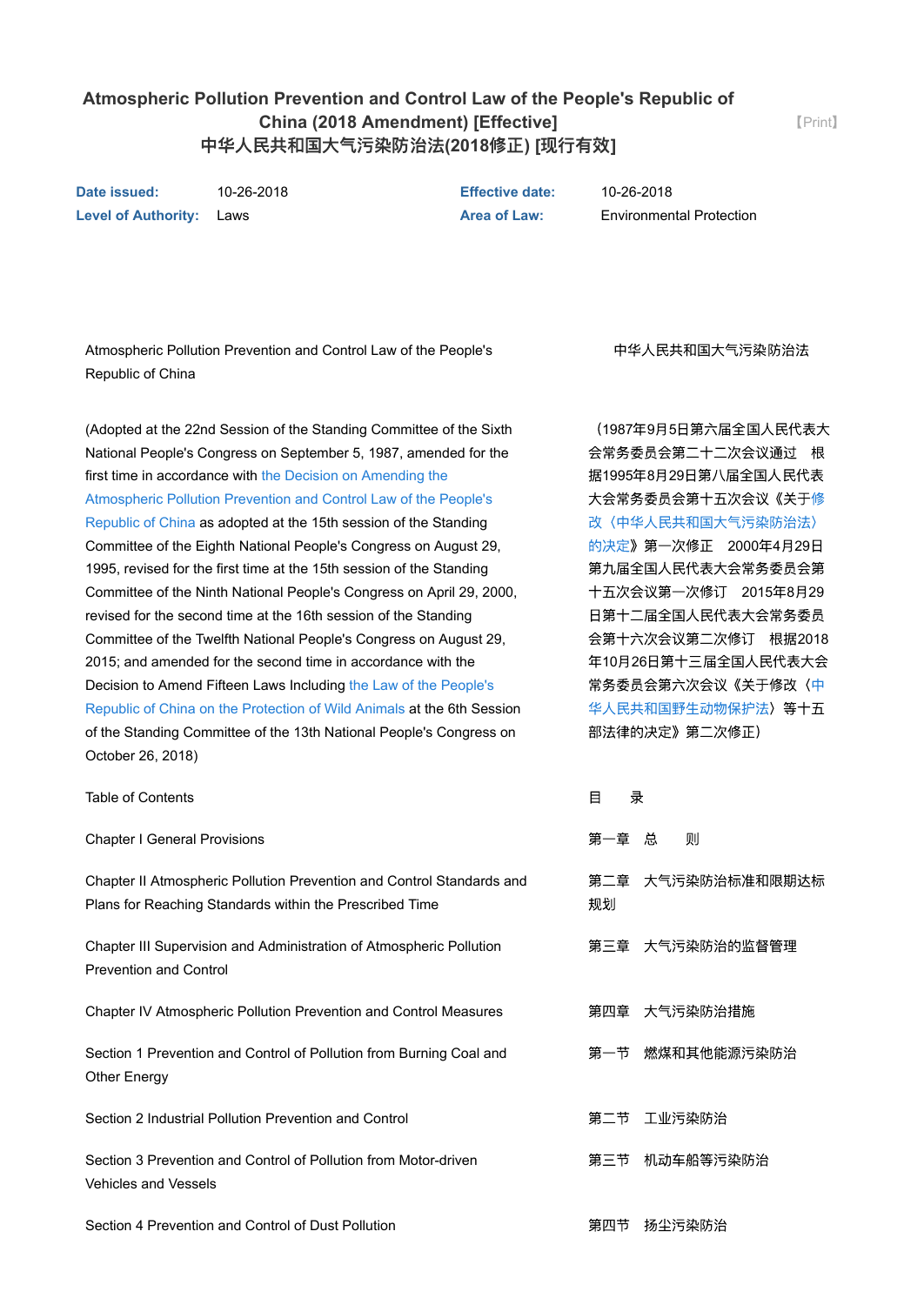# Atmospheric Pollution Prevention and Control Law of the People's Republic of China (2018 Amendment) [Effective]
# 中华人民共和国大气污染防治法(2018修正) [现行有效]

【Print】

| | | | |
|---|---|---|---|
| **Date issued:** | 10-26-2018 | **Effective date:** | 10-26-2018 |
| **Level of Authority:** | Laws | **Area of Law:** | Environmental Protection |

Atmospheric Pollution Prevention and Control Law of the People's Republic of China

中华人民共和国大气污染防治法

(Adopted at the 22nd Session of the Standing Committee of the Sixth National People's Congress on September 5, 1987, amended for the first time in accordance with the Decision on Amending the Atmospheric Pollution Prevention and Control Law of the People's Republic of China as adopted at the 15th session of the Standing Committee of the Eighth National People's Congress on August 29, 1995, revised for the first time at the 15th session of the Standing Committee of the Ninth National People's Congress on April 29, 2000, revised for the second time at the 16th session of the Standing Committee of the Twelfth National People's Congress on August 29, 2015; and amended for the second time in accordance with the Decision to Amend Fifteen Laws Including the Law of the People's Republic of China on the Protection of Wild Animals at the 6th Session of the Standing Committee of the 13th National People's Congress on October 26, 2018)

（1987年9月5日第六届全国人民代表大会常务委员会第二十二次会议通过　根据1995年8月29日第八届全国人民代表大会常务委员会第十五次会议《关于修改〈中华人民共和国大气污染防治法〉的决定》第一次修正　2000年4月29日第九届全国人民代表大会常务委员会第十五次会议第一次修订　2015年8月29日第十二届全国人民代表大会常务委员会第十六次会议第二次修订　根据2018年10月26日第十三届全国人民代表大会常务委员会第六次会议《关于修改〈中华人民共和国野生动物保护法〉等十五部法律的决定》第二次修正）

Table of Contents

目　录

Chapter I General Provisions

第一章　总　则

Chapter II Atmospheric Pollution Prevention and Control Standards and Plans for Reaching Standards within the Prescribed Time

第二章　大气污染防治标准和限期达标规划

Chapter III Supervision and Administration of Atmospheric Pollution Prevention and Control

第三章　大气污染防治的监督管理

Chapter IV Atmospheric Pollution Prevention and Control Measures

第四章　大气污染防治措施

Section 1 Prevention and Control of Pollution from Burning Coal and Other Energy

第一节　燃煤和其他能源污染防治

Section 2 Industrial Pollution Prevention and Control

第二节　工业污染防治

Section 3 Prevention and Control of Pollution from Motor-driven Vehicles and Vessels

第三节　机动车船等污染防治

Section 4 Prevention and Control of Dust Pollution

第四节　扬尘污染防治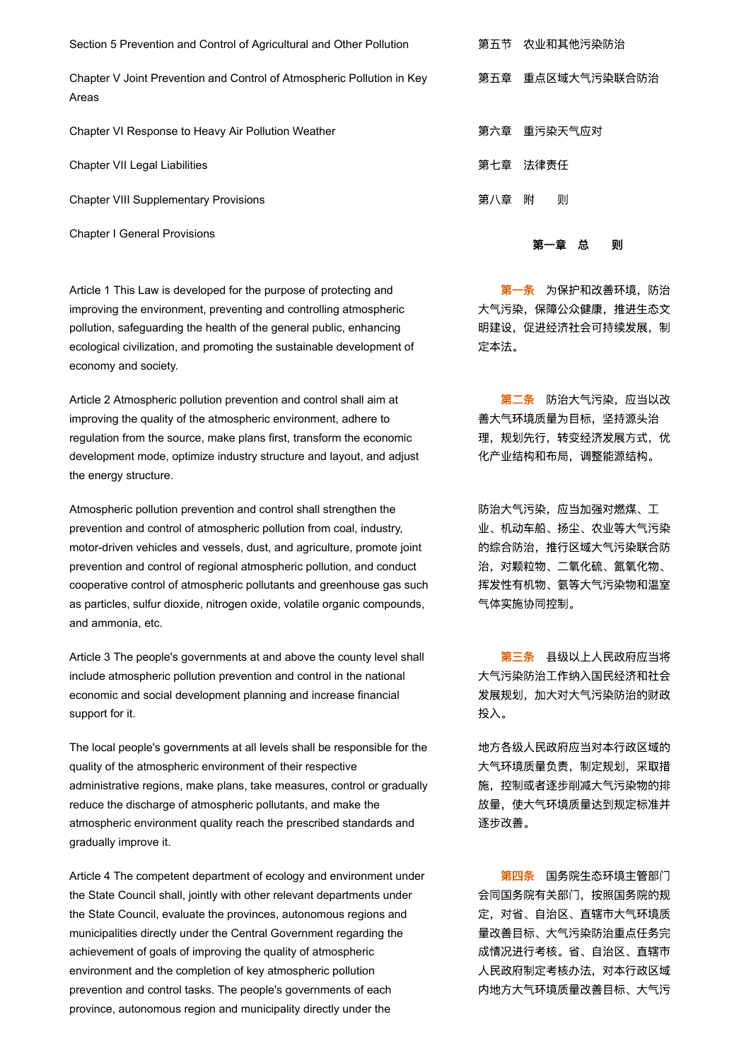Section 5 Prevention and Control of Agricultural and Other Pollution

第五节　农业和其他污染防治

Chapter V Joint Prevention and Control of Atmospheric Pollution in Key Areas

第五章　重点区域大气污染联合防治

Chapter VI Response to Heavy Air Pollution Weather

第六章　重污染天气应对

Chapter VII Legal Liabilities

第七章　法律责任

Chapter VIII Supplementary Provisions

第八章　附　　则

## Chapter I General Provisions

## 第一章　总　　则

Article 1 This Law is developed for the purpose of protecting and improving the environment, preventing and controlling atmospheric pollution, safeguarding the health of the general public, enhancing ecological civilization, and promoting the sustainable development of economy and society.

**第一条**　为保护和改善环境，防治大气污染，保障公众健康，推进生态文明建设，促进经济社会可持续发展，制定本法。

Article 2 Atmospheric pollution prevention and control shall aim at improving the quality of the atmospheric environment, adhere to regulation from the source, make plans first, transform the economic development mode, optimize industry structure and layout, and adjust the energy structure.

**第二条**　防治大气污染，应当以改善大气环境质量为目标，坚持源头治理，规划先行，转变经济发展方式，优化产业结构和布局，调整能源结构。

Atmospheric pollution prevention and control shall strengthen the prevention and control of atmospheric pollution from coal, industry, motor-driven vehicles and vessels, dust, and agriculture, promote joint prevention and control of regional atmospheric pollution, and conduct cooperative control of atmospheric pollutants and greenhouse gas such as particles, sulfur dioxide, nitrogen oxide, volatile organic compounds, and ammonia, etc.

防治大气污染，应当加强对燃煤、工业、机动车船、扬尘、农业等大气污染的综合防治，推行区域大气污染联合防治，对颗粒物、二氧化硫、氮氧化物、挥发性有机物、氨等大气污染物和温室气体实施协同控制。

Article 3 The people's governments at and above the county level shall include atmospheric pollution prevention and control in the national economic and social development planning and increase financial support for it.

**第三条**　县级以上人民政府应当将大气污染防治工作纳入国民经济和社会发展规划，加大对大气污染防治的财政投入。

The local people's governments at all levels shall be responsible for the quality of the atmospheric environment of their respective administrative regions, make plans, take measures, control or gradually reduce the discharge of atmospheric pollutants, and make the atmospheric environment quality reach the prescribed standards and gradually improve it.

地方各级人民政府应当对本行政区域的大气环境质量负责，制定规划，采取措施，控制或者逐步削减大气污染物的排放量，使大气环境质量达到规定标准并逐步改善。

Article 4 The competent department of ecology and environment under the State Council shall, jointly with other relevant departments under the State Council, evaluate the provinces, autonomous regions and municipalities directly under the Central Government regarding the achievement of goals of improving the quality of atmospheric environment and the completion of key atmospheric pollution prevention and control tasks. The people's governments of each province, autonomous region and municipality directly under the

**第四条**　国务院生态环境主管部门会同国务院有关部门，按照国务院的规定，对省、自治区、直辖市大气环境质量改善目标、大气污染防治重点任务完成情况进行考核。省、自治区、直辖市人民政府制定考核办法，对本行政区域内地方大气环境质量改善目标、大气污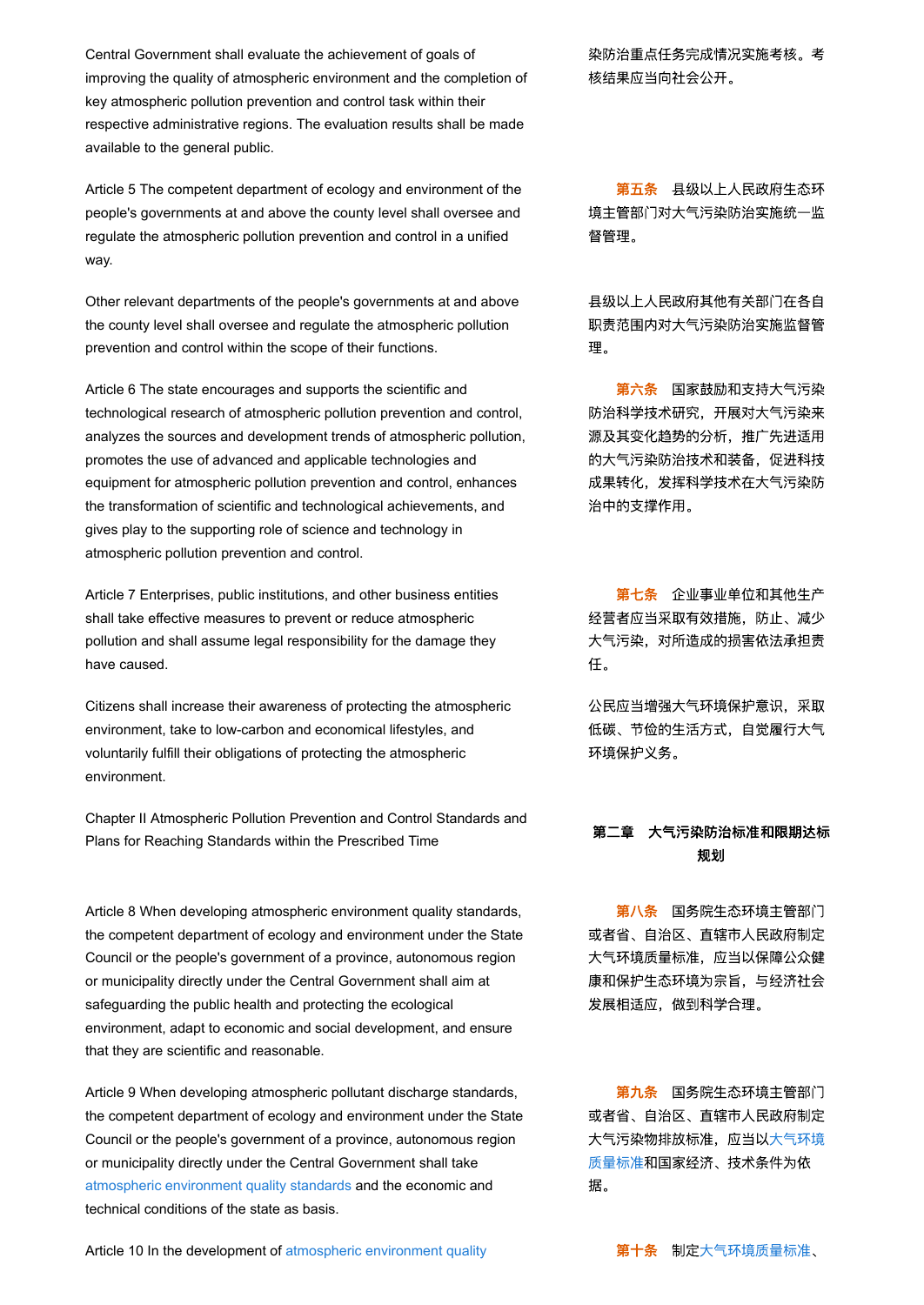Central Government shall evaluate the achievement of goals of improving the quality of atmospheric environment and the completion of key atmospheric pollution prevention and control task within their respective administrative regions. The evaluation results shall be made available to the general public.

染防治重点任务完成情况实施考核。考核结果应当向社会公开。

Article 5 The competent department of ecology and environment of the people's governments at and above the county level shall oversee and regulate the atmospheric pollution prevention and control in a unified way.

**第五条** 县级以上人民政府生态环境主管部门对大气污染防治实施统一监督管理。

Other relevant departments of the people's governments at and above the county level shall oversee and regulate the atmospheric pollution prevention and control within the scope of their functions.

县级以上人民政府其他有关部门在各自职责范围内对大气污染防治实施监督管理。

Article 6 The state encourages and supports the scientific and technological research of atmospheric pollution prevention and control, analyzes the sources and development trends of atmospheric pollution, promotes the use of advanced and applicable technologies and equipment for atmospheric pollution prevention and control, enhances the transformation of scientific and technological achievements, and gives play to the supporting role of science and technology in atmospheric pollution prevention and control.

**第六条** 国家鼓励和支持大气污染防治科学技术研究，开展对大气污染来源及其变化趋势的分析，推广先进适用的大气污染防治技术和装备，促进科技成果转化，发挥科学技术在大气污染防治中的支撑作用。

Article 7 Enterprises, public institutions, and other business entities shall take effective measures to prevent or reduce atmospheric pollution and shall assume legal responsibility for the damage they have caused.

**第七条** 企业事业单位和其他生产经营者应当采取有效措施，防止、减少大气污染，对所造成的损害依法承担责任。

Citizens shall increase their awareness of protecting the atmospheric environment, take to low-carbon and economical lifestyles, and voluntarily fulfill their obligations of protecting the atmospheric environment.

公民应当增强大气环境保护意识，采取低碳、节俭的生活方式，自觉履行大气环境保护义务。

## Chapter II Atmospheric Pollution Prevention and Control Standards and Plans for Reaching Standards within the Prescribed Time

## 第二章 大气污染防治标准和限期达标规划

Article 8 When developing atmospheric environment quality standards, the competent department of ecology and environment under the State Council or the people's government of a province, autonomous region or municipality directly under the Central Government shall aim at safeguarding the public health and protecting the ecological environment, adapt to economic and social development, and ensure that they are scientific and reasonable.

**第八条** 国务院生态环境主管部门或者省、自治区、直辖市人民政府制定大气环境质量标准，应当以保障公众健康和保护生态环境为宗旨，与经济社会发展相适应，做到科学合理。

Article 9 When developing atmospheric pollutant discharge standards, the competent department of ecology and environment under the State Council or the people's government of a province, autonomous region or municipality directly under the Central Government shall take atmospheric environment quality standards and the economic and technical conditions of the state as basis.

**第九条** 国务院生态环境主管部门或者省、自治区、直辖市人民政府制定大气污染物排放标准，应当以大气环境质量标准和国家经济、技术条件为依据。

Article 10 In the development of atmospheric environment quality

**第十条** 制定大气环境质量标准、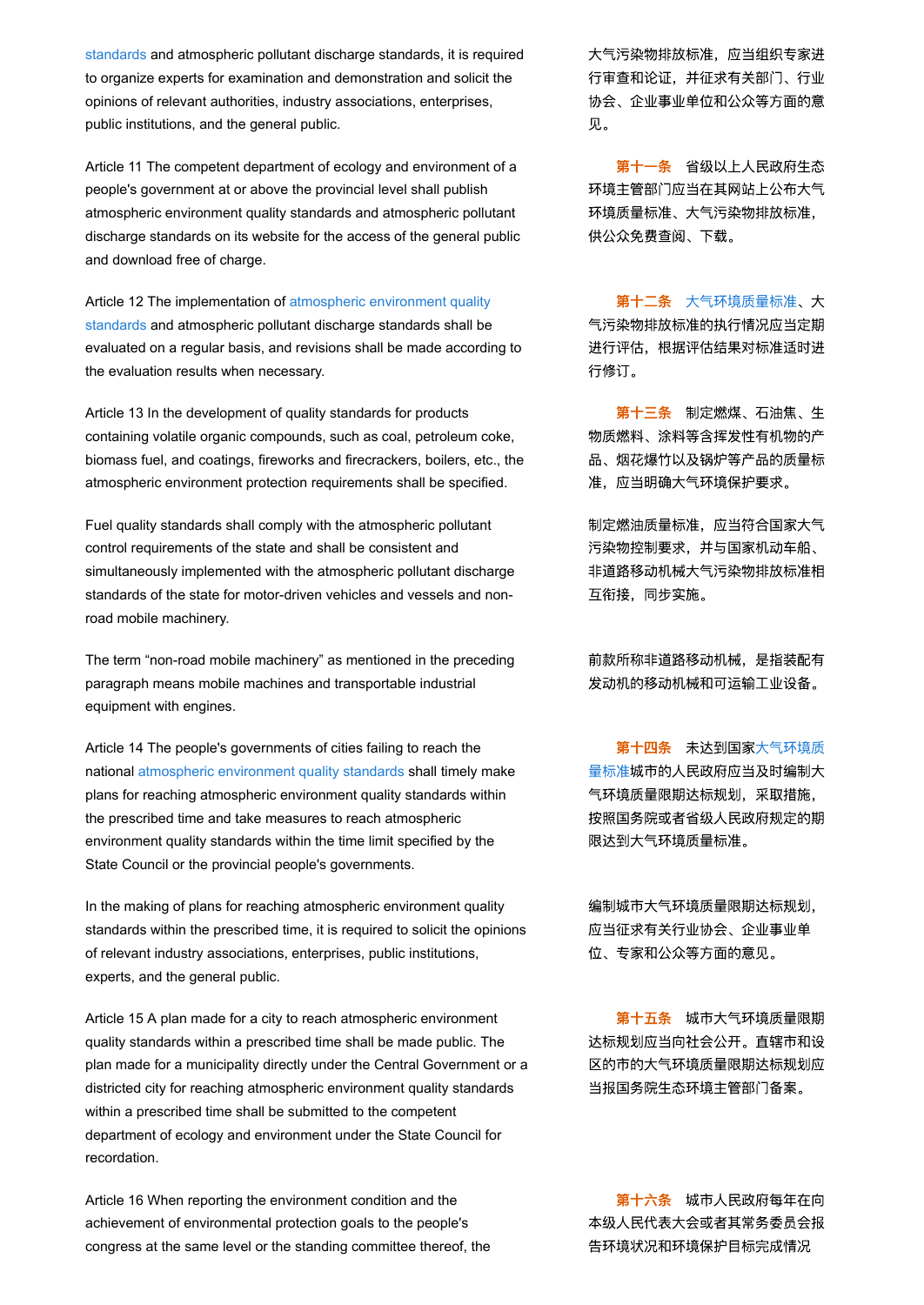standards and atmospheric pollutant discharge standards, it is required to organize experts for examination and demonstration and solicit the opinions of relevant authorities, industry associations, enterprises, public institutions, and the general public.

大气污染物排放标准，应当组织专家进行审查和论证，并征求有关部门、行业协会、企业事业单位和公众等方面的意见。

Article 11 The competent department of ecology and environment of a people's government at or above the provincial level shall publish atmospheric environment quality standards and atmospheric pollutant discharge standards on its website for the access of the general public and download free of charge.

**第十一条**　省级以上人民政府生态环境主管部门应当在其网站上公布大气环境质量标准、大气污染物排放标准，供公众免费查阅、下载。

Article 12 The implementation of atmospheric environment quality standards and atmospheric pollutant discharge standards shall be evaluated on a regular basis, and revisions shall be made according to the evaluation results when necessary.

**第十二条**　大气环境质量标准、大气污染物排放标准的执行情况应当定期进行评估，根据评估结果对标准适时进行修订。

Article 13 In the development of quality standards for products containing volatile organic compounds, such as coal, petroleum coke, biomass fuel, and coatings, fireworks and firecrackers, boilers, etc., the atmospheric environment protection requirements shall be specified.

**第十三条**　制定燃煤、石油焦、生物质燃料、涂料等含挥发性有机物的产品、烟花爆竹以及锅炉等产品的质量标准，应当明确大气环境保护要求。

Fuel quality standards shall comply with the atmospheric pollutant control requirements of the state and shall be consistent and simultaneously implemented with the atmospheric pollutant discharge standards of the state for motor-driven vehicles and vessels and non-road mobile machinery.

制定燃油质量标准，应当符合国家大气污染物控制要求，并与国家机动车船、非道路移动机械大气污染物排放标准相互衔接，同步实施。

The term "non-road mobile machinery" as mentioned in the preceding paragraph means mobile machines and transportable industrial equipment with engines.

前款所称非道路移动机械，是指装配有发动机的移动机械和可运输工业设备。

Article 14 The people's governments of cities failing to reach the national atmospheric environment quality standards shall timely make plans for reaching atmospheric environment quality standards within the prescribed time and take measures to reach atmospheric environment quality standards within the time limit specified by the State Council or the provincial people's governments.

**第十四条**　未达到国家大气环境质量标准城市的人民政府应当及时编制大气环境质量限期达标规划，采取措施，按照国务院或者省级人民政府规定的期限达到大气环境质量标准。

In the making of plans for reaching atmospheric environment quality standards within the prescribed time, it is required to solicit the opinions of relevant industry associations, enterprises, public institutions, experts, and the general public.

编制城市大气环境质量限期达标规划，应当征求有关行业协会、企业事业单位、专家和公众等方面的意见。

Article 15 A plan made for a city to reach atmospheric environment quality standards within a prescribed time shall be made public. The plan made for a municipality directly under the Central Government or a districted city for reaching atmospheric environment quality standards within a prescribed time shall be submitted to the competent department of ecology and environment under the State Council for recordation.

**第十五条**　城市大气环境质量限期达标规划应当向社会公开。直辖市和设区的市的大气环境质量限期达标规划应当报国务院生态环境主管部门备案。

Article 16 When reporting the environment condition and the achievement of environmental protection goals to the people's congress at the same level or the standing committee thereof, the

**第十六条**　城市人民政府每年在向本级人民代表大会或者其常务委员会报告环境状况和环境保护目标完成情况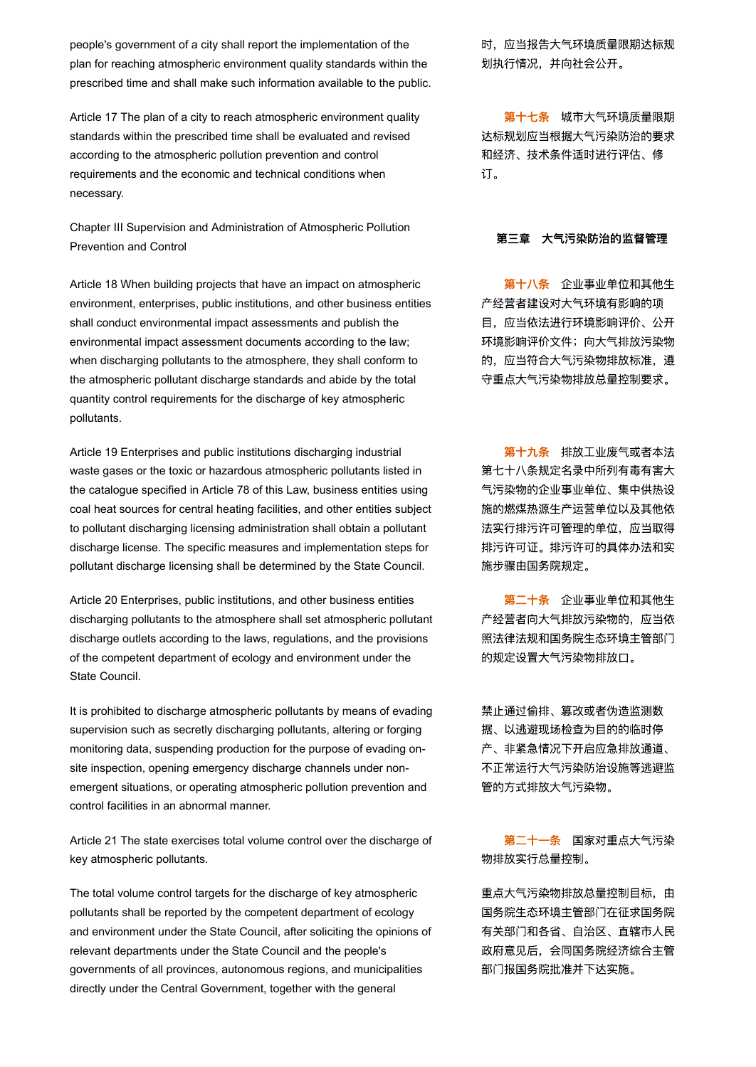people's government of a city shall report the implementation of the plan for reaching atmospheric environment quality standards within the prescribed time and shall make such information available to the public.

时，应当报告大气环境质量限期达标规划执行情况，并向社会公开。

Article 17 The plan of a city to reach atmospheric environment quality standards within the prescribed time shall be evaluated and revised according to the atmospheric pollution prevention and control requirements and the economic and technical conditions when necessary.

**第十七条** 城市大气环境质量限期达标规划应当根据大气污染防治的要求和经济、技术条件适时进行评估、修订。

## Chapter III Supervision and Administration of Atmospheric Pollution Prevention and Control

## 第三章 大气污染防治的监督管理

Article 18 When building projects that have an impact on atmospheric environment, enterprises, public institutions, and other business entities shall conduct environmental impact assessments and publish the environmental impact assessment documents according to the law; when discharging pollutants to the atmosphere, they shall conform to the atmospheric pollutant discharge standards and abide by the total quantity control requirements for the discharge of key atmospheric pollutants.

**第十八条** 企业事业单位和其他生产经营者建设对大气环境有影响的项目，应当依法进行环境影响评价、公开环境影响评价文件；向大气排放污染物的，应当符合大气污染物排放标准，遵守重点大气污染物排放总量控制要求。

Article 19 Enterprises and public institutions discharging industrial waste gases or the toxic or hazardous atmospheric pollutants listed in the catalogue specified in Article 78 of this Law, business entities using coal heat sources for central heating facilities, and other entities subject to pollutant discharging licensing administration shall obtain a pollutant discharge license. The specific measures and implementation steps for pollutant discharge licensing shall be determined by the State Council.

**第十九条** 排放工业废气或者本法第七十八条规定名录中所列有毒有害大气污染物的企业事业单位、集中供热设施的燃煤热源生产运营单位以及其他依法实行排污许可管理的单位，应当取得排污许可证。排污许可的具体办法和实施步骤由国务院规定。

Article 20 Enterprises, public institutions, and other business entities discharging pollutants to the atmosphere shall set atmospheric pollutant discharge outlets according to the laws, regulations, and the provisions of the competent department of ecology and environment under the State Council.

**第二十条** 企业事业单位和其他生产经营者向大气排放污染物的，应当依照法律法规和国务院生态环境主管部门的规定设置大气污染物排放口。

It is prohibited to discharge atmospheric pollutants by means of evading supervision such as secretly discharging pollutants, altering or forging monitoring data, suspending production for the purpose of evading on-site inspection, opening emergency discharge channels under non-emergent situations, or operating atmospheric pollution prevention and control facilities in an abnormal manner.

禁止通过偷排、篡改或者伪造监测数据、以逃避现场检查为目的的临时停产、非紧急情况下开启应急排放通道、不正常运行大气污染防治设施等逃避监管的方式排放大气污染物。

Article 21 The state exercises total volume control over the discharge of key atmospheric pollutants.

**第二十一条** 国家对重点大气污染物排放实行总量控制。

The total volume control targets for the discharge of key atmospheric pollutants shall be reported by the competent department of ecology and environment under the State Council, after soliciting the opinions of relevant departments under the State Council and the people's governments of all provinces, autonomous regions, and municipalities directly under the Central Government, together with the general

重点大气污染物排放总量控制目标，由国务院生态环境主管部门在征求国务院有关部门和各省、自治区、直辖市人民政府意见后，会同国务院经济综合主管部门报国务院批准并下达实施。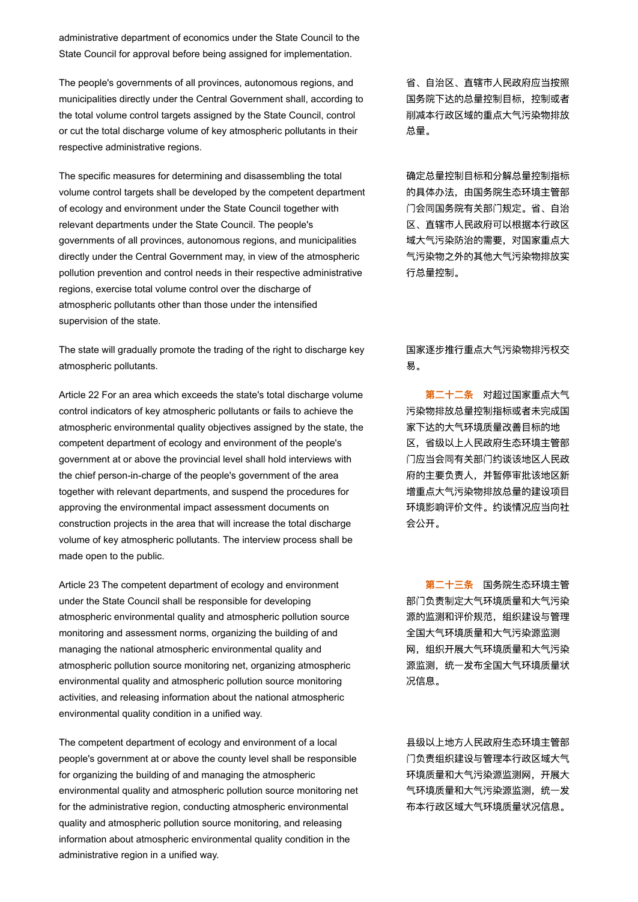administrative department of economics under the State Council to the State Council for approval before being assigned for implementation.

The people's governments of all provinces, autonomous regions, and municipalities directly under the Central Government shall, according to the total volume control targets assigned by the State Council, control or cut the total discharge volume of key atmospheric pollutants in their respective administrative regions.

省、自治区、直辖市人民政府应当按照国务院下达的总量控制目标，控制或者削减本行政区域的重点大气污染物排放总量。

The specific measures for determining and disassembling the total volume control targets shall be developed by the competent department of ecology and environment under the State Council together with relevant departments under the State Council. The people's governments of all provinces, autonomous regions, and municipalities directly under the Central Government may, in view of the atmospheric pollution prevention and control needs in their respective administrative regions, exercise total volume control over the discharge of atmospheric pollutants other than those under the intensified supervision of the state.

确定总量控制目标和分解总量控制指标的具体办法，由国务院生态环境主管部门会同国务院有关部门规定。省、自治区、直辖市人民政府可以根据本行政区域大气污染防治的需要，对国家重点大气污染物之外的其他大气污染物排放实行总量控制。

The state will gradually promote the trading of the right to discharge key atmospheric pollutants.

国家逐步推行重点大气污染物排污权交易。

Article 22 For an area which exceeds the state's total discharge volume control indicators of key atmospheric pollutants or fails to achieve the atmospheric environmental quality objectives assigned by the state, the competent department of ecology and environment of the people's government at or above the provincial level shall hold interviews with the chief person-in-charge of the people's government of the area together with relevant departments, and suspend the procedures for approving the environmental impact assessment documents on construction projects in the area that will increase the total discharge volume of key atmospheric pollutants. The interview process shall be made open to the public.

**第二十二条**　对超过国家重点大气污染物排放总量控制指标或者未完成国家下达的大气环境质量改善目标的地区，省级以上人民政府生态环境主管部门应当会同有关部门约谈该地区人民政府的主要负责人，并暂停审批该地区新增重点大气污染物排放总量的建设项目环境影响评价文件。约谈情况应当向社会公开。

Article 23 The competent department of ecology and environment under the State Council shall be responsible for developing atmospheric environmental quality and atmospheric pollution source monitoring and assessment norms, organizing the building of and managing the national atmospheric environmental quality and atmospheric pollution source monitoring net, organizing atmospheric environmental quality and atmospheric pollution source monitoring activities, and releasing information about the national atmospheric environmental quality condition in a unified way.

**第二十三条**　国务院生态环境主管部门负责制定大气环境质量和大气污染源的监测和评价规范，组织建设与管理全国大气环境质量和大气污染源监测网，组织开展大气环境质量和大气污染源监测，统一发布全国大气环境质量状况信息。

The competent department of ecology and environment of a local people's government at or above the county level shall be responsible for organizing the building of and managing the atmospheric environmental quality and atmospheric pollution source monitoring net for the administrative region, conducting atmospheric environmental quality and atmospheric pollution source monitoring, and releasing information about atmospheric environmental quality condition in the administrative region in a unified way.

县级以上地方人民政府生态环境主管部门负责组织建设与管理本行政区域大气环境质量和大气污染源监测网，开展大气环境质量和大气污染源监测，统一发布本行政区域大气环境质量状况信息。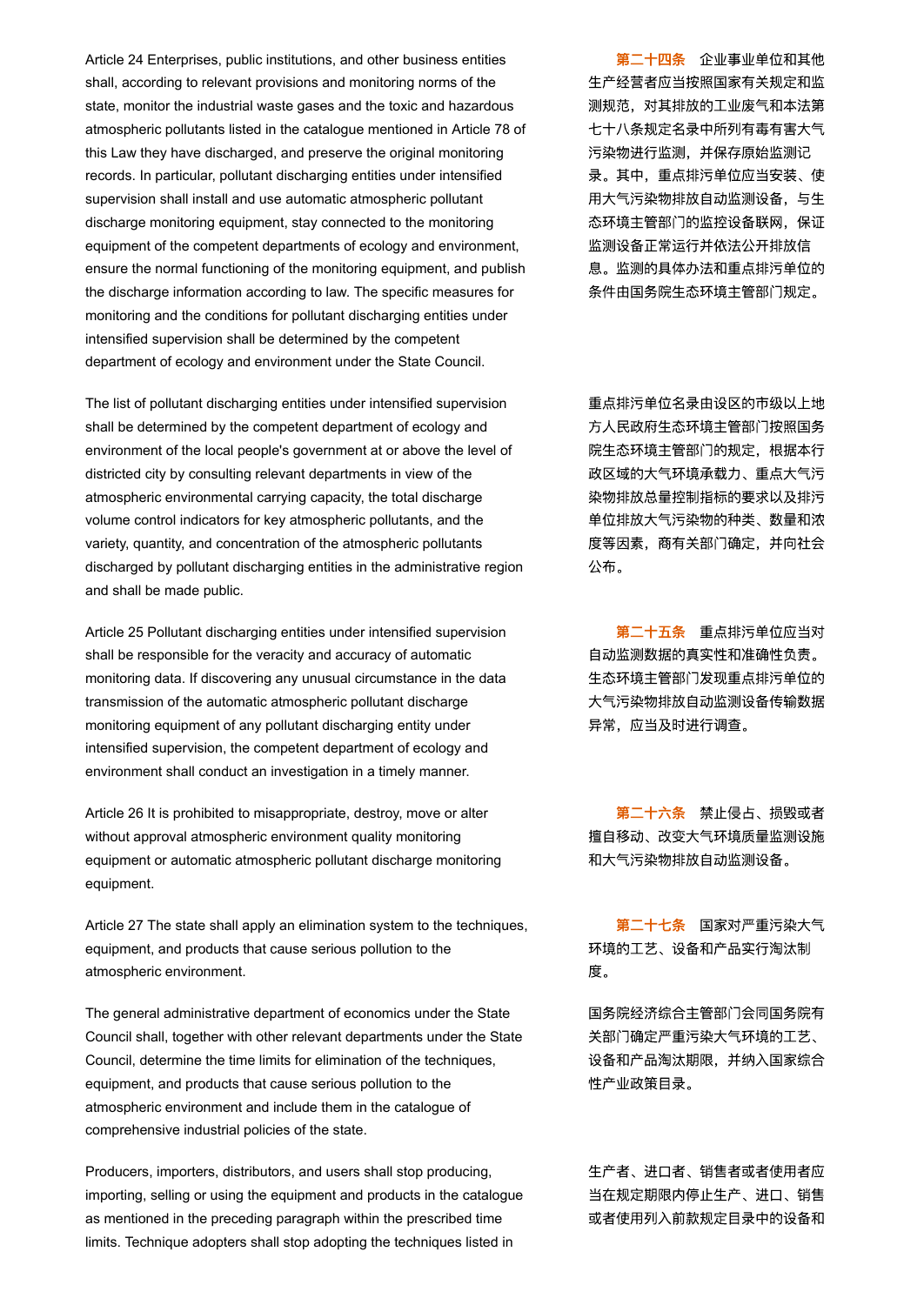Article 24 Enterprises, public institutions, and other business entities shall, according to relevant provisions and monitoring norms of the state, monitor the industrial waste gases and the toxic and hazardous atmospheric pollutants listed in the catalogue mentioned in Article 78 of this Law they have discharged, and preserve the original monitoring records. In particular, pollutant discharging entities under intensified supervision shall install and use automatic atmospheric pollutant discharge monitoring equipment, stay connected to the monitoring equipment of the competent departments of ecology and environment, ensure the normal functioning of the monitoring equipment, and publish the discharge information according to law. The specific measures for monitoring and the conditions for pollutant discharging entities under intensified supervision shall be determined by the competent department of ecology and environment under the State Council.

**第二十四条** 企业事业单位和其他生产经营者应当按照国家有关规定和监测规范，对其排放的工业废气和本法第七十八条规定名录中所列有毒有害大气污染物进行监测，并保存原始监测记录。其中，重点排污单位应当安装、使用大气污染物排放自动监测设备，与生态环境主管部门的监控设备联网，保证监测设备正常运行并依法公开排放信息。监测的具体办法和重点排污单位的条件由国务院生态环境主管部门规定。

The list of pollutant discharging entities under intensified supervision shall be determined by the competent department of ecology and environment of the local people's government at or above the level of districted city by consulting relevant departments in view of the atmospheric environmental carrying capacity, the total discharge volume control indicators for key atmospheric pollutants, and the variety, quantity, and concentration of the atmospheric pollutants discharged by pollutant discharging entities in the administrative region and shall be made public.

重点排污单位名录由设区的市级以上地方人民政府生态环境主管部门按照国务院生态环境主管部门的规定，根据本行政区域的大气环境承载力、重点大气污染物排放总量控制指标的要求以及排污单位排放大气污染物的种类、数量和浓度等因素，商有关部门确定，并向社会公布。

Article 25 Pollutant discharging entities under intensified supervision shall be responsible for the veracity and accuracy of automatic monitoring data. If discovering any unusual circumstance in the data transmission of the automatic atmospheric pollutant discharge monitoring equipment of any pollutant discharging entity under intensified supervision, the competent department of ecology and environment shall conduct an investigation in a timely manner.

**第二十五条** 重点排污单位应当对自动监测数据的真实性和准确性负责。生态环境主管部门发现重点排污单位的大气污染物排放自动监测设备传输数据异常，应当及时进行调查。

Article 26 It is prohibited to misappropriate, destroy, move or alter without approval atmospheric environment quality monitoring equipment or automatic atmospheric pollutant discharge monitoring equipment.

**第二十六条** 禁止侵占、损毁或者擅自移动、改变大气环境质量监测设施和大气污染物排放自动监测设备。

Article 27 The state shall apply an elimination system to the techniques, equipment, and products that cause serious pollution to the atmospheric environment.

**第二十七条** 国家对严重污染大气环境的工艺、设备和产品实行淘汰制度。

The general administrative department of economics under the State Council shall, together with other relevant departments under the State Council, determine the time limits for elimination of the techniques, equipment, and products that cause serious pollution to the atmospheric environment and include them in the catalogue of comprehensive industrial policies of the state.

国务院经济综合主管部门会同国务院有关部门确定严重污染大气环境的工艺、设备和产品淘汰期限，并纳入国家综合性产业政策目录。

Producers, importers, distributors, and users shall stop producing, importing, selling or using the equipment and products in the catalogue as mentioned in the preceding paragraph within the prescribed time limits. Technique adopters shall stop adopting the techniques listed in

生产者、进口者、销售者或者使用者应当在规定期限内停止生产、进口、销售或者使用列入前款规定目录中的设备和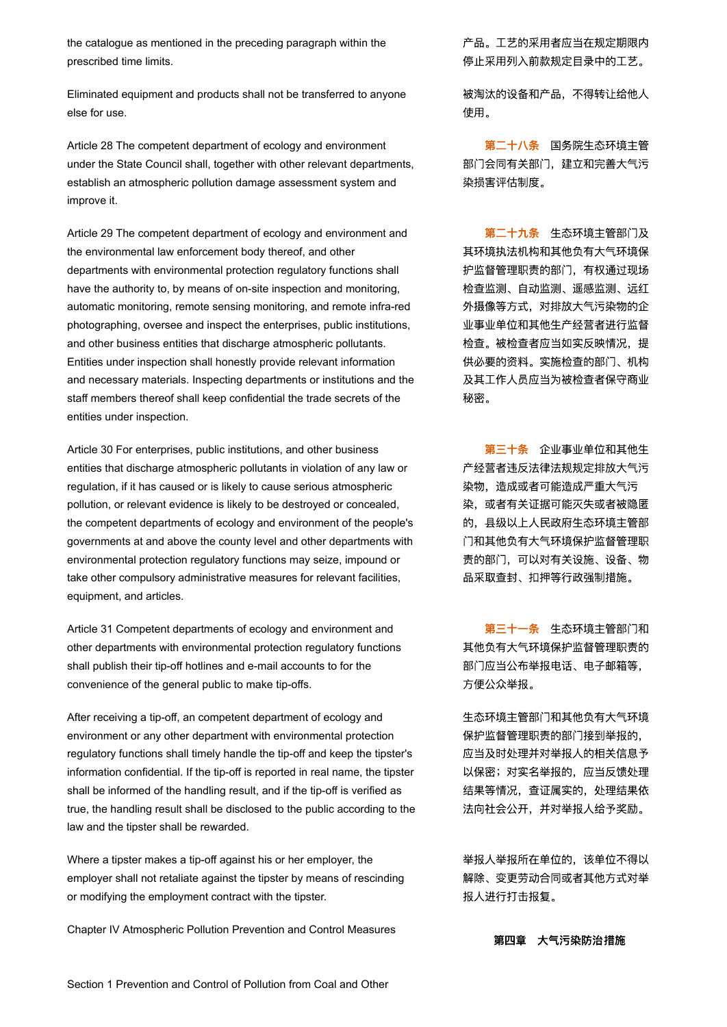the catalogue as mentioned in the preceding paragraph within the prescribed time limits.

产品。工艺的采用者应当在规定期限内停止采用列入前款规定目录中的工艺。

Eliminated equipment and products shall not be transferred to anyone else for use.

被淘汰的设备和产品，不得转让给他人使用。

Article 28 The competent department of ecology and environment under the State Council shall, together with other relevant departments, establish an atmospheric pollution damage assessment system and improve it.

**第二十八条** 国务院生态环境主管部门会同有关部门，建立和完善大气污染损害评估制度。

Article 29 The competent department of ecology and environment and the environmental law enforcement body thereof, and other departments with environmental protection regulatory functions shall have the authority to, by means of on-site inspection and monitoring, automatic monitoring, remote sensing monitoring, and remote infra-red photographing, oversee and inspect the enterprises, public institutions, and other business entities that discharge atmospheric pollutants. Entities under inspection shall honestly provide relevant information and necessary materials. Inspecting departments or institutions and the staff members thereof shall keep confidential the trade secrets of the entities under inspection.

**第二十九条** 生态环境主管部门及其环境执法机构和其他负有大气环境保护监督管理职责的部门，有权通过现场检查监测、自动监测、遥感监测、远红外摄像等方式，对排放大气污染物的企业事业单位和其他生产经营者进行监督检查。被检查者应当如实反映情况，提供必要的资料。实施检查的部门、机构及其工作人员应当为被检查者保守商业秘密。

Article 30 For enterprises, public institutions, and other business entities that discharge atmospheric pollutants in violation of any law or regulation, if it has caused or is likely to cause serious atmospheric pollution, or relevant evidence is likely to be destroyed or concealed, the competent departments of ecology and environment of the people's governments at and above the county level and other departments with environmental protection regulatory functions may seize, impound or take other compulsory administrative measures for relevant facilities, equipment, and articles.

**第三十条** 企业事业单位和其他生产经营者违反法律法规规定排放大气污染物，造成或者可能造成严重大气污染，或者有关证据可能灭失或者被隐匿的，县级以上人民政府生态环境主管部门和其他负有大气环境保护监督管理职责的部门，可以对有关设施、设备、物品采取查封、扣押等行政强制措施。

Article 31 Competent departments of ecology and environment and other departments with environmental protection regulatory functions shall publish their tip-off hotlines and e-mail accounts to for the convenience of the general public to make tip-offs.

**第三十一条** 生态环境主管部门和其他负有大气环境保护监督管理职责的部门应当公布举报电话、电子邮箱等，方便公众举报。

After receiving a tip-off, an competent department of ecology and environment or any other department with environmental protection regulatory functions shall timely handle the tip-off and keep the tipster's information confidential. If the tip-off is reported in real name, the tipster shall be informed of the handling result, and if the tip-off is verified as true, the handling result shall be disclosed to the public according to the law and the tipster shall be rewarded.

生态环境主管部门和其他负有大气环境保护监督管理职责的部门接到举报的，应当及时处理并对举报人的相关信息予以保密；对实名举报的，应当反馈处理结果等情况，查证属实的，处理结果依法向社会公开，并对举报人给予奖励。

Where a tipster makes a tip-off against his or her employer, the employer shall not retaliate against the tipster by means of rescinding or modifying the employment contract with the tipster.

举报人举报所在单位的，该单位不得以解除、变更劳动合同或者其他方式对举报人进行打击报复。

## Chapter IV Atmospheric Pollution Prevention and Control Measures

## 第四章 大气污染防治措施

Section 1 Prevention and Control of Pollution from Coal and Other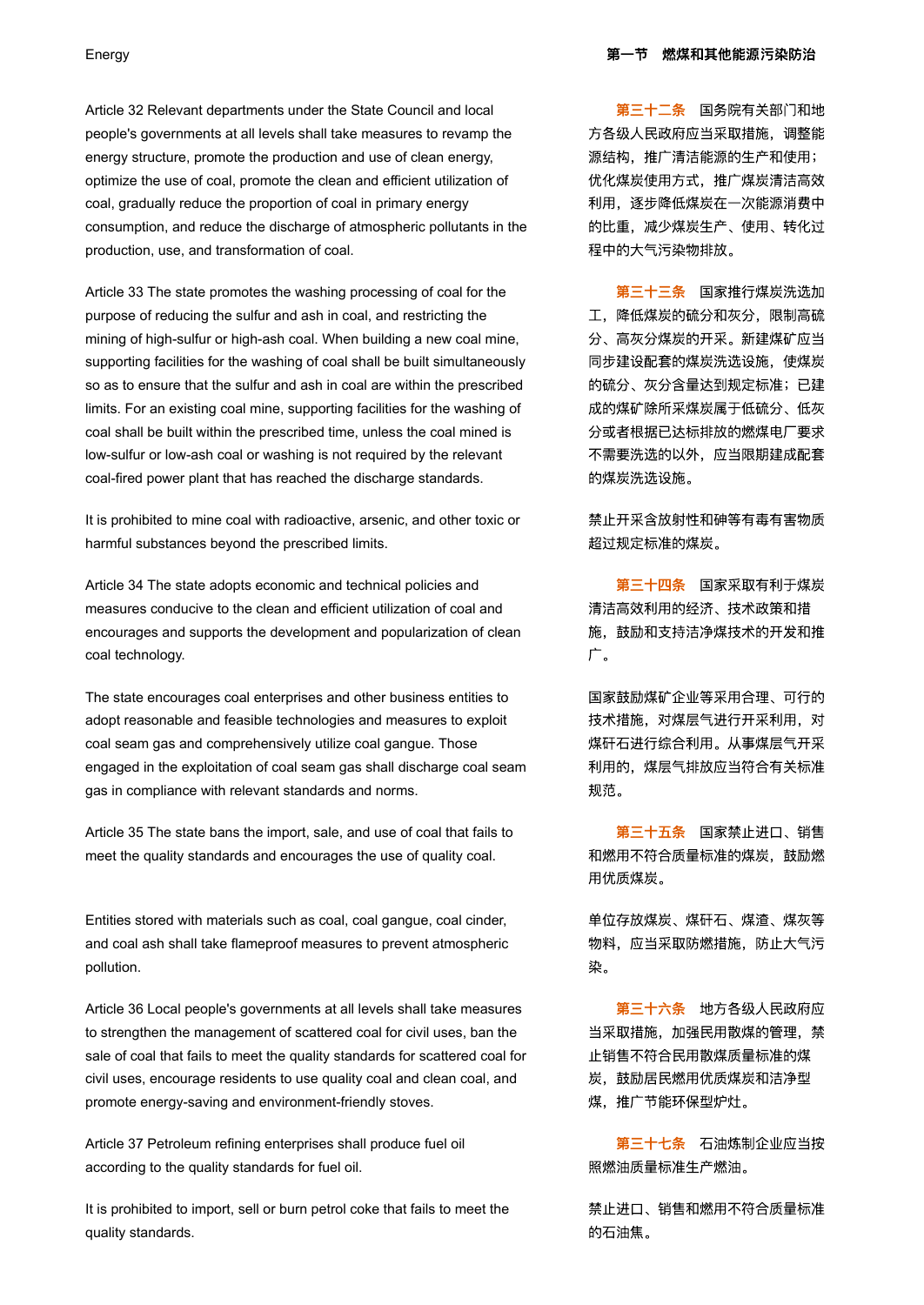## Energy

## 第一节　燃煤和其他能源污染防治

Article 32 Relevant departments under the State Council and local people's governments at all levels shall take measures to revamp the energy structure, promote the production and use of clean energy, optimize the use of coal, promote the clean and efficient utilization of coal, gradually reduce the proportion of coal in primary energy consumption, and reduce the discharge of atmospheric pollutants in the production, use, and transformation of coal.

**第三十二条**　国务院有关部门和地方各级人民政府应当采取措施，调整能源结构，推广清洁能源的生产和使用；优化煤炭使用方式，推广煤炭清洁高效利用，逐步降低煤炭在一次能源消费中的比重，减少煤炭生产、使用、转化过程中的大气污染物排放。

Article 33 The state promotes the washing processing of coal for the purpose of reducing the sulfur and ash in coal, and restricting the mining of high-sulfur or high-ash coal. When building a new coal mine, supporting facilities for the washing of coal shall be built simultaneously so as to ensure that the sulfur and ash in coal are within the prescribed limits. For an existing coal mine, supporting facilities for the washing of coal shall be built within the prescribed time, unless the coal mined is low-sulfur or low-ash coal or washing is not required by the relevant coal-fired power plant that has reached the discharge standards.

**第三十三条**　国家推行煤炭洗选加工，降低煤炭的硫分和灰分，限制高硫分、高灰分煤炭的开采。新建煤矿应当同步建设配套的煤炭洗选设施，使煤炭的硫分、灰分含量达到规定标准；已建成的煤矿除所采煤炭属于低硫分、低灰分或者根据已达标排放的燃煤电厂要求不需要洗选的以外，应当限期建成配套的煤炭洗选设施。

It is prohibited to mine coal with radioactive, arsenic, and other toxic or harmful substances beyond the prescribed limits.

禁止开采含放射性和砷等有毒有害物质超过规定标准的煤炭。

Article 34 The state adopts economic and technical policies and measures conducive to the clean and efficient utilization of coal and encourages and supports the development and popularization of clean coal technology.

**第三十四条**　国家采取有利于煤炭清洁高效利用的经济、技术政策和措施，鼓励和支持洁净煤技术的开发和推广。

The state encourages coal enterprises and other business entities to adopt reasonable and feasible technologies and measures to exploit coal seam gas and comprehensively utilize coal gangue. Those engaged in the exploitation of coal seam gas shall discharge coal seam gas in compliance with relevant standards and norms.

国家鼓励煤矿企业等采用合理、可行的技术措施，对煤层气进行开采利用，对煤矸石进行综合利用。从事煤层气开采利用的，煤层气排放应当符合有关标准规范。

Article 35 The state bans the import, sale, and use of coal that fails to meet the quality standards and encourages the use of quality coal.

**第三十五条**　国家禁止进口、销售和燃用不符合质量标准的煤炭，鼓励燃用优质煤炭。

Entities stored with materials such as coal, coal gangue, coal cinder, and coal ash shall take flameproof measures to prevent atmospheric pollution.

单位存放煤炭、煤矸石、煤渣、煤灰等物料，应当采取防燃措施，防止大气污染。

Article 36 Local people's governments at all levels shall take measures to strengthen the management of scattered coal for civil uses, ban the sale of coal that fails to meet the quality standards for scattered coal for civil uses, encourage residents to use quality coal and clean coal, and promote energy-saving and environment-friendly stoves.

**第三十六条**　地方各级人民政府应当采取措施，加强民用散煤的管理，禁止销售不符合民用散煤质量标准的煤炭，鼓励居民燃用优质煤炭和洁净型煤，推广节能环保型炉灶。

Article 37 Petroleum refining enterprises shall produce fuel oil according to the quality standards for fuel oil.

**第三十七条**　石油炼制企业应当按照燃油质量标准生产燃油。

It is prohibited to import, sell or burn petrol coke that fails to meet the quality standards.

禁止进口、销售和燃用不符合质量标准的石油焦。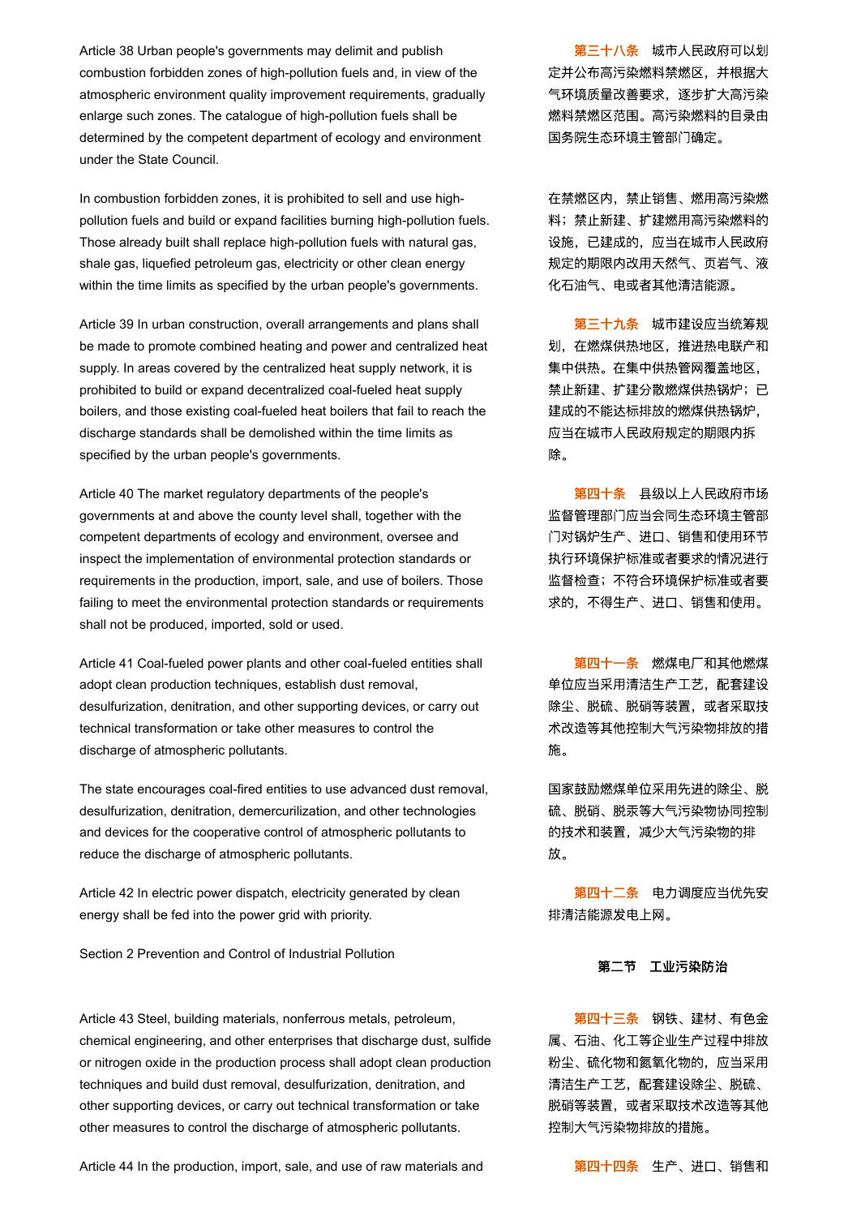Article 38 Urban people's governments may delimit and publish combustion forbidden zones of high-pollution fuels and, in view of the atmospheric environment quality improvement requirements, gradually enlarge such zones. The catalogue of high-pollution fuels shall be determined by the competent department of ecology and environment under the State Council.

**第三十八条** 城市人民政府可以划定并公布高污染燃料禁燃区，并根据大气环境质量改善要求，逐步扩大高污染燃料禁燃区范围。高污染燃料的目录由国务院生态环境主管部门确定。

In combustion forbidden zones, it is prohibited to sell and use high-pollution fuels and build or expand facilities burning high-pollution fuels. Those already built shall replace high-pollution fuels with natural gas, shale gas, liquefied petroleum gas, electricity or other clean energy within the time limits as specified by the urban people's governments.

在禁燃区内，禁止销售、燃用高污染燃料；禁止新建、扩建燃用高污染燃料的设施，已建成的，应当在城市人民政府规定的期限内改用天然气、页岩气、液化石油气、电或者其他清洁能源。

Article 39 In urban construction, overall arrangements and plans shall be made to promote combined heating and power and centralized heat supply. In areas covered by the centralized heat supply network, it is prohibited to build or expand decentralized coal-fueled heat supply boilers, and those existing coal-fueled heat boilers that fail to reach the discharge standards shall be demolished within the time limits as specified by the urban people's governments.

**第三十九条** 城市建设应当统筹规划，在燃煤供热地区，推进热电联产和集中供热。在集中供热管网覆盖地区，禁止新建、扩建分散燃煤供热锅炉；已建成的不能达标排放的燃煤供热锅炉，应当在城市人民政府规定的期限内拆除。

Article 40 The market regulatory departments of the people's governments at and above the county level shall, together with the competent departments of ecology and environment, oversee and inspect the implementation of environmental protection standards or requirements in the production, import, sale, and use of boilers. Those failing to meet the environmental protection standards or requirements shall not be produced, imported, sold or used.

**第四十条** 县级以上人民政府市场监督管理部门应当会同生态环境主管部门对锅炉生产、进口、销售和使用环节执行环境保护标准或者要求的情况进行监督检查；不符合环境保护标准或者要求的，不得生产、进口、销售和使用。

Article 41 Coal-fueled power plants and other coal-fueled entities shall adopt clean production techniques, establish dust removal, desulfurization, denitration, and other supporting devices, or carry out technical transformation or take other measures to control the discharge of atmospheric pollutants.

**第四十一条** 燃煤电厂和其他燃煤单位应当采用清洁生产工艺，配套建设除尘、脱硫、脱硝等装置，或者采取技术改造等其他控制大气污染物排放的措施。

The state encourages coal-fired entities to use advanced dust removal, desulfurization, denitration, demercurilization, and other technologies and devices for the cooperative control of atmospheric pollutants to reduce the discharge of atmospheric pollutants.

国家鼓励燃煤单位采用先进的除尘、脱硫、脱硝、脱汞等大气污染物协同控制的技术和装置，减少大气污染物的排放。

Article 42 In electric power dispatch, electricity generated by clean energy shall be fed into the power grid with priority.

**第四十二条** 电力调度应当优先安排清洁能源发电上网。

## Section 2 Prevention and Control of Industrial Pollution

## 第二节 工业污染防治

Article 43 Steel, building materials, nonferrous metals, petroleum, chemical engineering, and other enterprises that discharge dust, sulfide or nitrogen oxide in the production process shall adopt clean production techniques and build dust removal, desulfurization, denitration, and other supporting devices, or carry out technical transformation or take other measures to control the discharge of atmospheric pollutants.

**第四十三条** 钢铁、建材、有色金属、石油、化工等企业生产过程中排放粉尘、硫化物和氮氧化物的，应当采用清洁生产工艺，配套建设除尘、脱硫、脱硝等装置，或者采取技术改造等其他控制大气污染物排放的措施。

Article 44 In the production, import, sale, and use of raw materials and

**第四十四条** 生产、进口、销售和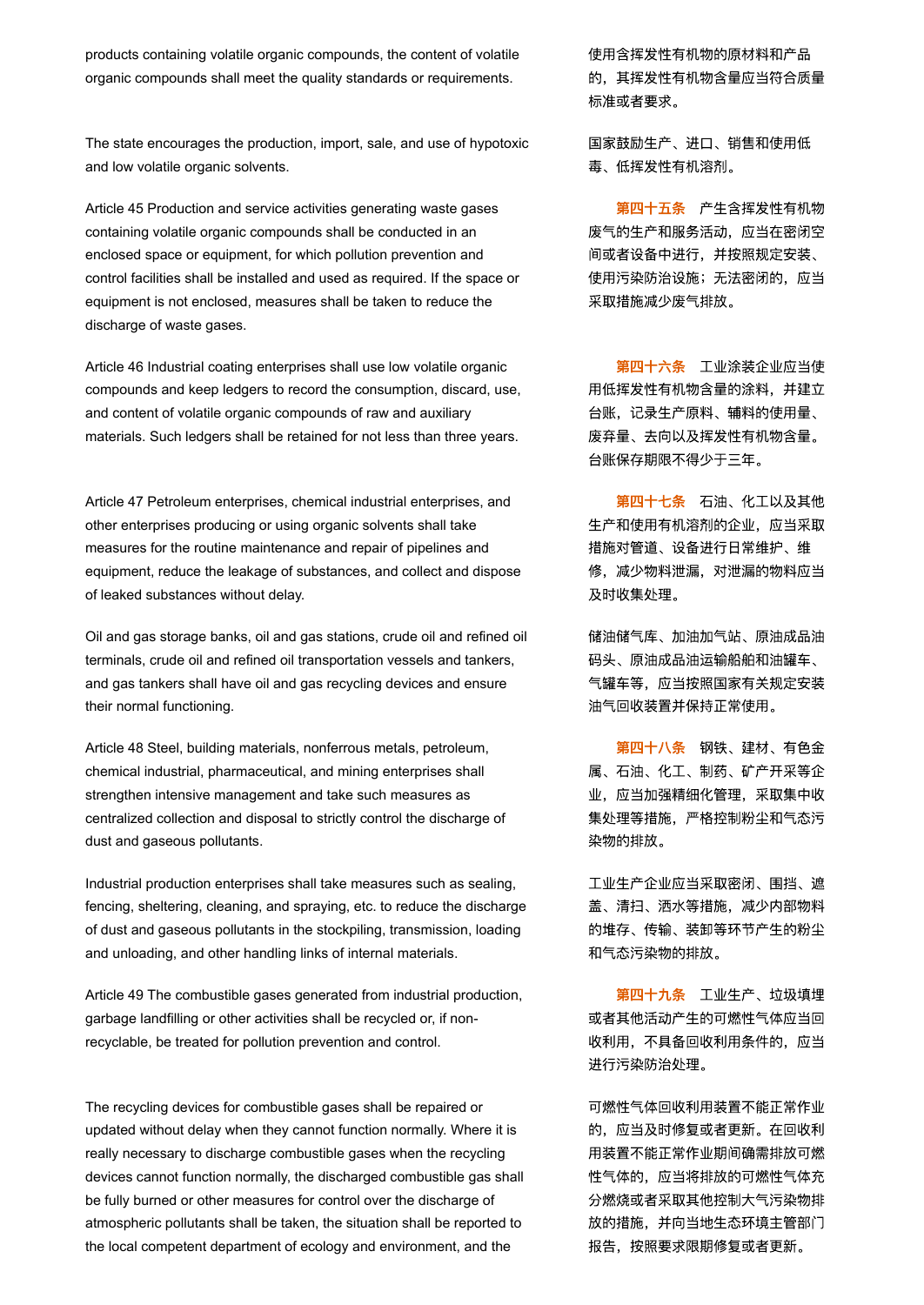products containing volatile organic compounds, the content of volatile organic compounds shall meet the quality standards or requirements.

使用含挥发性有机物的原材料和产品的，其挥发性有机物含量应当符合质量标准或者要求。

The state encourages the production, import, sale, and use of hypotoxic and low volatile organic solvents.

国家鼓励生产、进口、销售和使用低毒、低挥发性有机溶剂。

Article 45 Production and service activities generating waste gases containing volatile organic compounds shall be conducted in an enclosed space or equipment, for which pollution prevention and control facilities shall be installed and used as required. If the space or equipment is not enclosed, measures shall be taken to reduce the discharge of waste gases.

**第四十五条** 产生含挥发性有机物废气的生产和服务活动，应当在密闭空间或者设备中进行，并按照规定安装、使用污染防治设施；无法密闭的，应当采取措施减少废气排放。

Article 46 Industrial coating enterprises shall use low volatile organic compounds and keep ledgers to record the consumption, discard, use, and content of volatile organic compounds of raw and auxiliary materials. Such ledgers shall be retained for not less than three years.

**第四十六条** 工业涂装企业应当使用低挥发性有机物含量的涂料，并建立台账，记录生产原料、辅料的使用量、废弃量、去向以及挥发性有机物含量。台账保存期限不得少于三年。

Article 47 Petroleum enterprises, chemical industrial enterprises, and other enterprises producing or using organic solvents shall take measures for the routine maintenance and repair of pipelines and equipment, reduce the leakage of substances, and collect and dispose of leaked substances without delay.

**第四十七条** 石油、化工以及其他生产和使用有机溶剂的企业，应当采取措施对管道、设备进行日常维护、维修，减少物料泄漏，对泄漏的物料应当及时收集处理。

Oil and gas storage banks, oil and gas stations, crude oil and refined oil terminals, crude oil and refined oil transportation vessels and tankers, and gas tankers shall have oil and gas recycling devices and ensure their normal functioning.

储油储气库、加油加气站、原油成品油码头、原油成品油运输船舶和油罐车、气罐车等，应当按照国家有关规定安装油气回收装置并保持正常使用。

Article 48 Steel, building materials, nonferrous metals, petroleum, chemical industrial, pharmaceutical, and mining enterprises shall strengthen intensive management and take such measures as centralized collection and disposal to strictly control the discharge of dust and gaseous pollutants.

**第四十八条** 钢铁、建材、有色金属、石油、化工、制药、矿产开采等企业，应当加强精细化管理，采取集中收集处理等措施，严格控制粉尘和气态污染物的排放。

Industrial production enterprises shall take measures such as sealing, fencing, sheltering, cleaning, and spraying, etc. to reduce the discharge of dust and gaseous pollutants in the stockpiling, transmission, loading and unloading, and other handling links of internal materials.

工业生产企业应当采取密闭、围挡、遮盖、清扫、洒水等措施，减少内部物料的堆存、传输、装卸等环节产生的粉尘和气态污染物的排放。

Article 49 The combustible gases generated from industrial production, garbage landfilling or other activities shall be recycled or, if non-recyclable, be treated for pollution prevention and control.

**第四十九条** 工业生产、垃圾填埋或者其他活动产生的可燃性气体应当回收利用，不具备回收利用条件的，应当进行污染防治处理。

The recycling devices for combustible gases shall be repaired or updated without delay when they cannot function normally. Where it is really necessary to discharge combustible gases when the recycling devices cannot function normally, the discharged combustible gas shall be fully burned or other measures for control over the discharge of atmospheric pollutants shall be taken, the situation shall be reported to the local competent department of ecology and environment, and the

可燃性气体回收利用装置不能正常作业的，应当及时修复或者更新。在回收利用装置不能正常作业期间确需排放可燃性气体的，应当将排放的可燃性气体充分燃烧或者采取其他控制大气污染物排放的措施，并向当地生态环境主管部门报告，按照要求限期修复或者更新。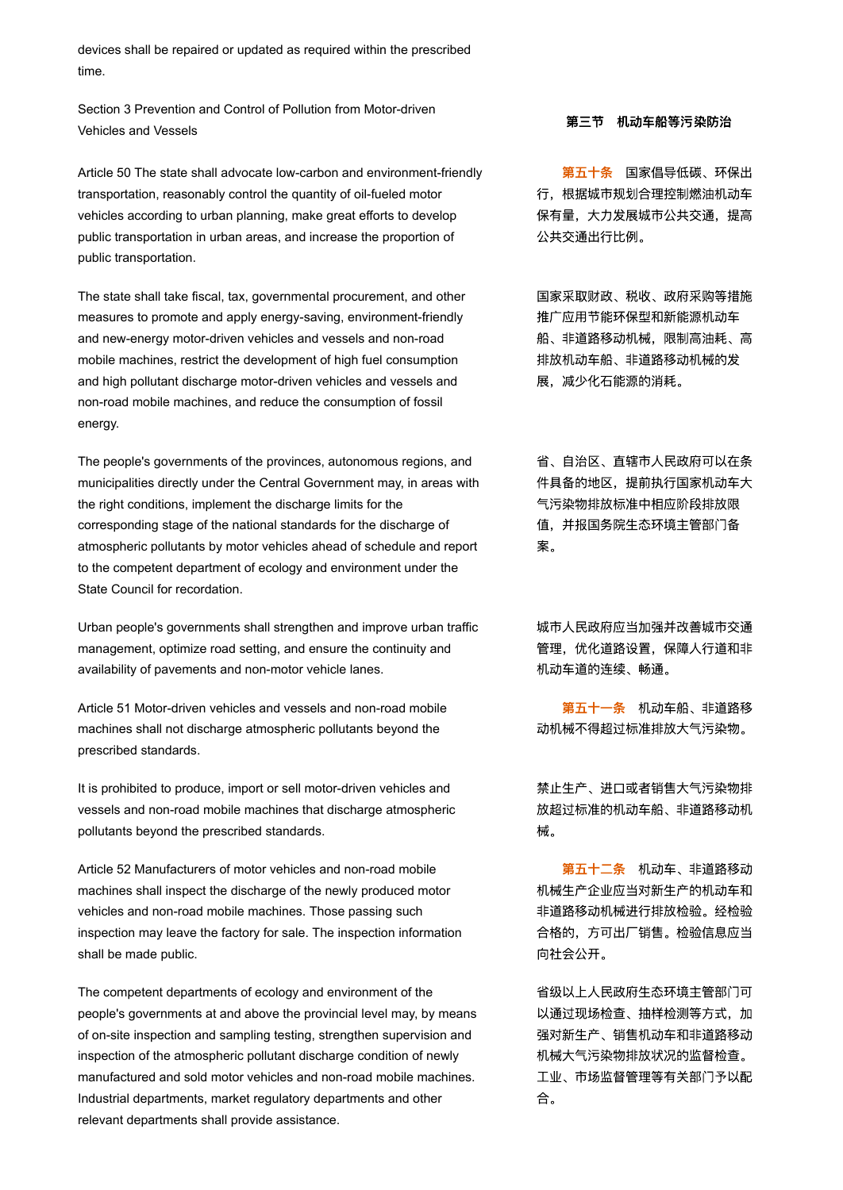devices shall be repaired or updated as required within the prescribed time.

## Section 3 Prevention and Control of Pollution from Motor-driven Vehicles and Vessels

## 第三节　机动车船等污染防治

Article 50 The state shall advocate low-carbon and environment-friendly transportation, reasonably control the quantity of oil-fueled motor vehicles according to urban planning, make great efforts to develop public transportation in urban areas, and increase the proportion of public transportation.

**第五十条**　国家倡导低碳、环保出行，根据城市规划合理控制燃油机动车保有量，大力发展城市公共交通，提高公共交通出行比例。

The state shall take fiscal, tax, governmental procurement, and other measures to promote and apply energy-saving, environment-friendly and new-energy motor-driven vehicles and vessels and non-road mobile machines, restrict the development of high fuel consumption and high pollutant discharge motor-driven vehicles and vessels and non-road mobile machines, and reduce the consumption of fossil energy.

国家采取财政、税收、政府采购等措施推广应用节能环保型和新能源机动车船、非道路移动机械，限制高油耗、高排放机动车船、非道路移动机械的发展，减少化石能源的消耗。

The people's governments of the provinces, autonomous regions, and municipalities directly under the Central Government may, in areas with the right conditions, implement the discharge limits for the corresponding stage of the national standards for the discharge of atmospheric pollutants by motor vehicles ahead of schedule and report to the competent department of ecology and environment under the State Council for recordation.

省、自治区、直辖市人民政府可以在条件具备的地区，提前执行国家机动车大气污染物排放标准中相应阶段排放限值，并报国务院生态环境主管部门备案。

Urban people's governments shall strengthen and improve urban traffic management, optimize road setting, and ensure the continuity and availability of pavements and non-motor vehicle lanes.

城市人民政府应当加强并改善城市交通管理，优化道路设置，保障人行道和非机动车道的连续、畅通。

Article 51 Motor-driven vehicles and vessels and non-road mobile machines shall not discharge atmospheric pollutants beyond the prescribed standards.

**第五十一条**　机动车船、非道路移动机械不得超过标准排放大气污染物。

It is prohibited to produce, import or sell motor-driven vehicles and vessels and non-road mobile machines that discharge atmospheric pollutants beyond the prescribed standards.

禁止生产、进口或者销售大气污染物排放超过标准的机动车船、非道路移动机械。

Article 52 Manufacturers of motor vehicles and non-road mobile machines shall inspect the discharge of the newly produced motor vehicles and non-road mobile machines. Those passing such inspection may leave the factory for sale. The inspection information shall be made public.

**第五十二条**　机动车、非道路移动机械生产企业应当对新生产的机动车和非道路移动机械进行排放检验。经检验合格的，方可出厂销售。检验信息应当向社会公开。

The competent departments of ecology and environment of the people's governments at and above the provincial level may, by means of on-site inspection and sampling testing, strengthen supervision and inspection of the atmospheric pollutant discharge condition of newly manufactured and sold motor vehicles and non-road mobile machines. Industrial departments, market regulatory departments and other relevant departments shall provide assistance.

省级以上人民政府生态环境主管部门可以通过现场检查、抽样检测等方式，加强对新生产、销售机动车和非道路移动机械大气污染物排放状况的监督检查。工业、市场监督管理等有关部门予以配合。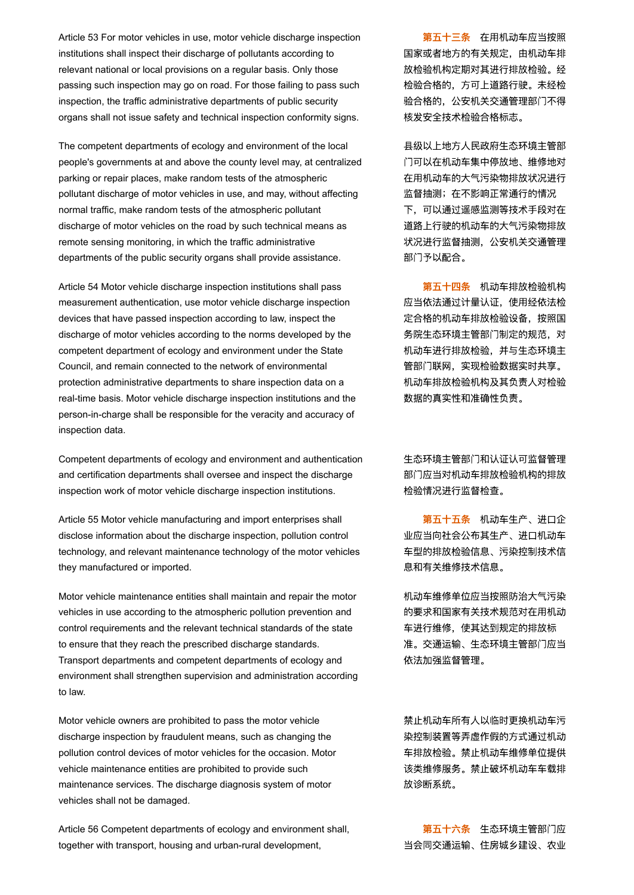Article 53 For motor vehicles in use, motor vehicle discharge inspection institutions shall inspect their discharge of pollutants according to relevant national or local provisions on a regular basis. Only those passing such inspection may go on road. For those failing to pass such inspection, the traffic administrative departments of public security organs shall not issue safety and technical inspection conformity signs.

**第五十三条** 在用机动车应当按照国家或者地方的有关规定，由机动车排放检验机构定期对其进行排放检验。经检验合格的，方可上道路行驶。未经检验合格的，公安机关交通管理部门不得核发安全技术检验合格标志。

The competent departments of ecology and environment of the local people's governments at and above the county level may, at centralized parking or repair places, make random tests of the atmospheric pollutant discharge of motor vehicles in use, and may, without affecting normal traffic, make random tests of the atmospheric pollutant discharge of motor vehicles on the road by such technical means as remote sensing monitoring, in which the traffic administrative departments of the public security organs shall provide assistance.

县级以上地方人民政府生态环境主管部门可以在机动车集中停放地、维修地对在用机动车的大气污染物排放状况进行监督抽测；在不影响正常通行的情况下，可以通过遥感监测等技术手段对在道路上行驶的机动车的大气污染物排放状况进行监督抽测，公安机关交通管理部门予以配合。

Article 54 Motor vehicle discharge inspection institutions shall pass measurement authentication, use motor vehicle discharge inspection devices that have passed inspection according to law, inspect the discharge of motor vehicles according to the norms developed by the competent department of ecology and environment under the State Council, and remain connected to the network of environmental protection administrative departments to share inspection data on a real-time basis. Motor vehicle discharge inspection institutions and the person-in-charge shall be responsible for the veracity and accuracy of inspection data.

**第五十四条** 机动车排放检验机构应当依法通过计量认证，使用经依法检定合格的机动车排放检验设备，按照国务院生态环境主管部门制定的规范，对机动车进行排放检验，并与生态环境主管部门联网，实现检验数据实时共享。机动车排放检验机构及其负责人对检验数据的真实性和准确性负责。

Competent departments of ecology and environment and authentication and certification departments shall oversee and inspect the discharge inspection work of motor vehicle discharge inspection institutions.

生态环境主管部门和认证认可监督管理部门应当对机动车排放检验机构的排放检验情况进行监督检查。

Article 55 Motor vehicle manufacturing and import enterprises shall disclose information about the discharge inspection, pollution control technology, and relevant maintenance technology of the motor vehicles they manufactured or imported.

**第五十五条** 机动车生产、进口企业应当向社会公布其生产、进口机动车车型的排放检验信息、污染控制技术信息和有关维修技术信息。

Motor vehicle maintenance entities shall maintain and repair the motor vehicles in use according to the atmospheric pollution prevention and control requirements and the relevant technical standards of the state to ensure that they reach the prescribed discharge standards. Transport departments and competent departments of ecology and environment shall strengthen supervision and administration according to law.

机动车维修单位应当按照防治大气污染的要求和国家有关技术规范对在用机动车进行维修，使其达到规定的排放标准。交通运输、生态环境主管部门应当依法加强监督管理。

Motor vehicle owners are prohibited to pass the motor vehicle discharge inspection by fraudulent means, such as changing the pollution control devices of motor vehicles for the occasion. Motor vehicle maintenance entities are prohibited to provide such maintenance services. The discharge diagnosis system of motor vehicles shall not be damaged.

禁止机动车所有人以临时更换机动车污染控制装置等弄虚作假的方式通过机动车排放检验。禁止机动车维修单位提供该类维修服务。禁止破坏机动车车载排放诊断系统。

Article 56 Competent departments of ecology and environment shall, together with transport, housing and urban-rural development,

**第五十六条** 生态环境主管部门应当会同交通运输、住房城乡建设、农业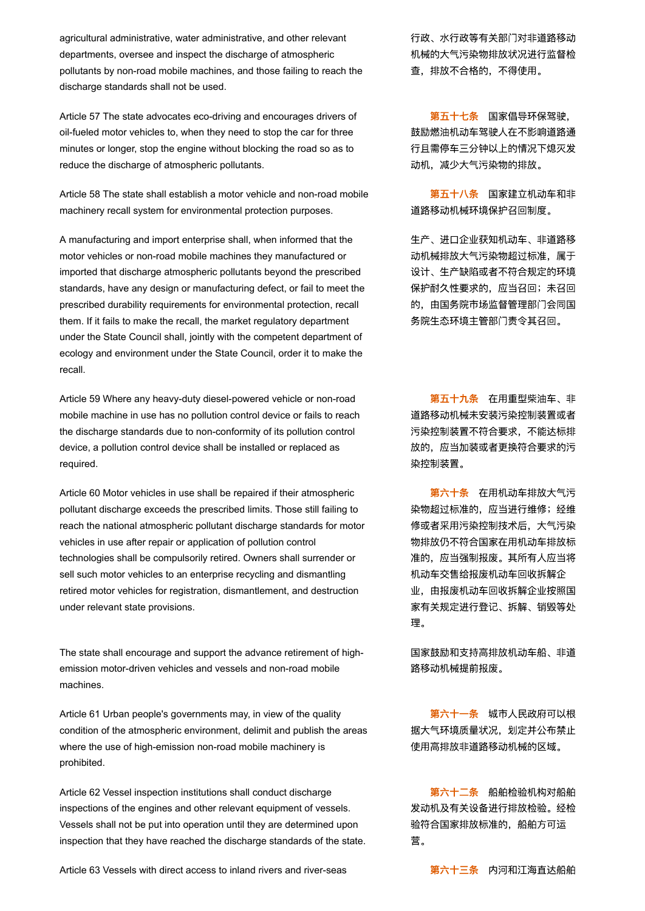agricultural administrative, water administrative, and other relevant departments, oversee and inspect the discharge of atmospheric pollutants by non-road mobile machines, and those failing to reach the discharge standards shall not be used.

行政、水行政等有关部门对非道路移动机械的大气污染物排放状况进行监督检查，排放不合格的，不得使用。

Article 57 The state advocates eco-driving and encourages drivers of oil-fueled motor vehicles to, when they need to stop the car for three minutes or longer, stop the engine without blocking the road so as to reduce the discharge of atmospheric pollutants.

**第五十七条** 国家倡导环保驾驶，鼓励燃油机动车驾驶人在不影响道路通行且需停车三分钟以上的情况下熄灭发动机，减少大气污染物的排放。

Article 58 The state shall establish a motor vehicle and non-road mobile machinery recall system for environmental protection purposes.

**第五十八条** 国家建立机动车和非道路移动机械环境保护召回制度。

A manufacturing and import enterprise shall, when informed that the motor vehicles or non-road mobile machines they manufactured or imported that discharge atmospheric pollutants beyond the prescribed standards, have any design or manufacturing defect, or fail to meet the prescribed durability requirements for environmental protection, recall them. If it fails to make the recall, the market regulatory department under the State Council shall, jointly with the competent department of ecology and environment under the State Council, order it to make the recall.

生产、进口企业获知机动车、非道路移动机械排放大气污染物超过标准，属于设计、生产缺陷或者不符合规定的环境保护耐久性要求的，应当召回；未召回的，由国务院市场监督管理部门会同国务院生态环境主管部门责令其召回。

Article 59 Where any heavy-duty diesel-powered vehicle or non-road mobile machine in use has no pollution control device or fails to reach the discharge standards due to non-conformity of its pollution control device, a pollution control device shall be installed or replaced as required.

**第五十九条** 在用重型柴油车、非道路移动机械未安装污染控制装置或者污染控制装置不符合要求，不能达标排放的，应当加装或者更换符合要求的污染控制装置。

Article 60 Motor vehicles in use shall be repaired if their atmospheric pollutant discharge exceeds the prescribed limits. Those still failing to reach the national atmospheric pollutant discharge standards for motor vehicles in use after repair or application of pollution control technologies shall be compulsorily retired. Owners shall surrender or sell such motor vehicles to an enterprise recycling and dismantling retired motor vehicles for registration, dismantlement, and destruction under relevant state provisions.

**第六十条** 在用机动车排放大气污染物超过标准的，应当进行维修；经维修或者采用污染控制技术后，大气污染物排放仍不符合国家在用机动车排放标准的，应当强制报废。其所有人应当将机动车交售给报废机动车回收拆解企业，由报废机动车回收拆解企业按照国家有关规定进行登记、拆解、销毁等处理。

The state shall encourage and support the advance retirement of high-emission motor-driven vehicles and vessels and non-road mobile machines.

国家鼓励和支持高排放机动车船、非道路移动机械提前报废。

Article 61 Urban people's governments may, in view of the quality condition of the atmospheric environment, delimit and publish the areas where the use of high-emission non-road mobile machinery is prohibited.

**第六十一条** 城市人民政府可以根据大气环境质量状况，划定并公布禁止使用高排放非道路移动机械的区域。

Article 62 Vessel inspection institutions shall conduct discharge inspections of the engines and other relevant equipment of vessels. Vessels shall not be put into operation until they are determined upon inspection that they have reached the discharge standards of the state.

**第六十二条** 船舶检验机构对船舶发动机及有关设备进行排放检验。经检验符合国家排放标准的，船舶方可运营。

Article 63 Vessels with direct access to inland rivers and river-seas

**第六十三条** 内河和江海直达船舶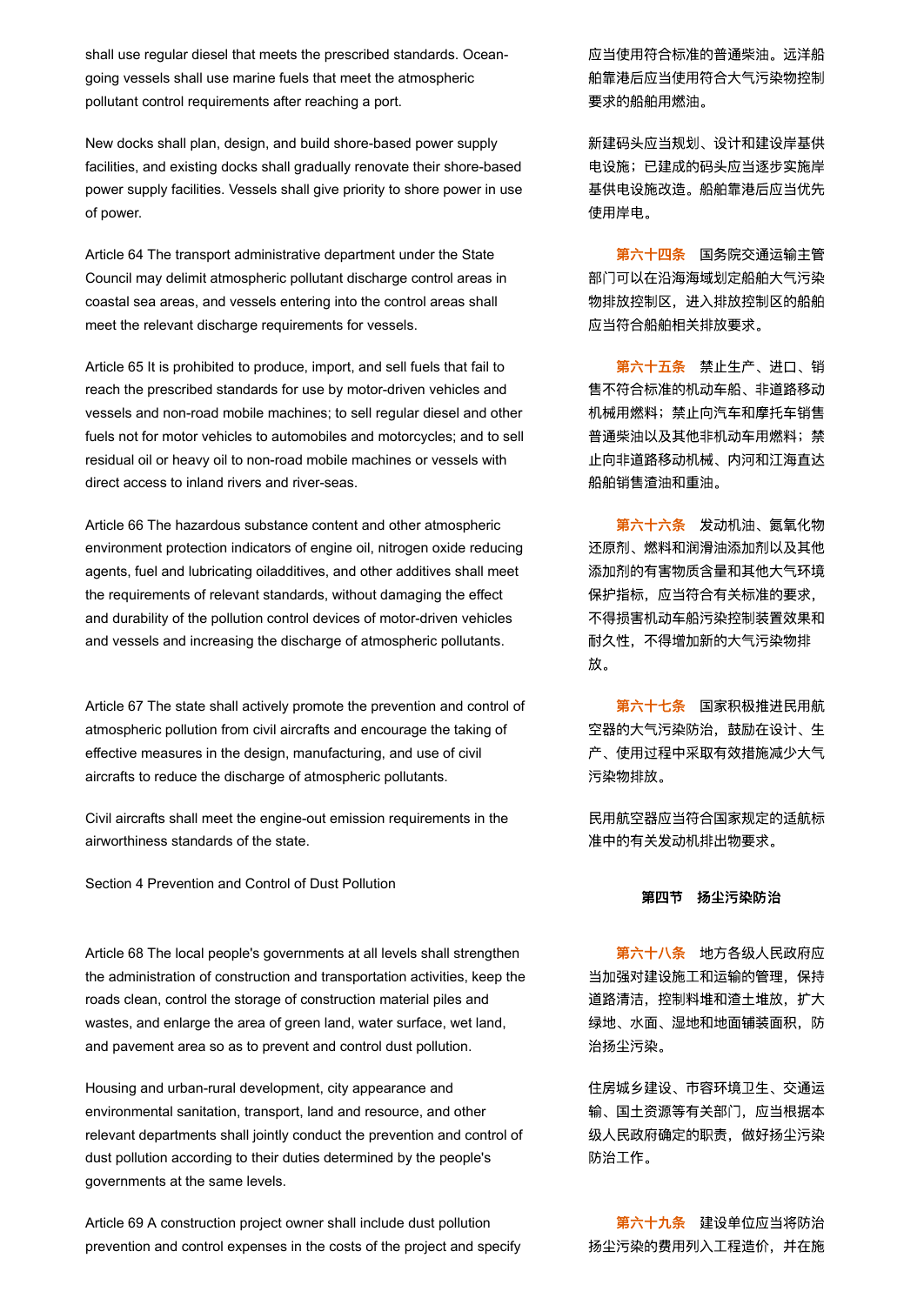shall use regular diesel that meets the prescribed standards. Ocean-going vessels shall use marine fuels that meet the atmospheric pollutant control requirements after reaching a port.

应当使用符合标准的普通柴油。远洋船舶靠港后应当使用符合大气污染物控制要求的船舶用燃油。

New docks shall plan, design, and build shore-based power supply facilities, and existing docks shall gradually renovate their shore-based power supply facilities. Vessels shall give priority to shore power in use of power.

新建码头应当规划、设计和建设岸基供电设施；已建成的码头应当逐步实施岸基供电设施改造。船舶靠港后应当优先使用岸电。

Article 64 The transport administrative department under the State Council may delimit atmospheric pollutant discharge control areas in coastal sea areas, and vessels entering into the control areas shall meet the relevant discharge requirements for vessels.

**第六十四条** 国务院交通运输主管部门可以在沿海海域划定船舶大气污染物排放控制区，进入排放控制区的船舶应当符合船舶相关排放要求。

Article 65 It is prohibited to produce, import, and sell fuels that fail to reach the prescribed standards for use by motor-driven vehicles and vessels and non-road mobile machines; to sell regular diesel and other fuels not for motor vehicles to automobiles and motorcycles; and to sell residual oil or heavy oil to non-road mobile machines or vessels with direct access to inland rivers and river-seas.

**第六十五条** 禁止生产、进口、销售不符合标准的机动车船、非道路移动机械用燃料；禁止向汽车和摩托车销售普通柴油以及其他非机动车用燃料；禁止向非道路移动机械、内河和江海直达船舶销售渣油和重油。

Article 66 The hazardous substance content and other atmospheric environment protection indicators of engine oil, nitrogen oxide reducing agents, fuel and lubricating oiladditives, and other additives shall meet the requirements of relevant standards, without damaging the effect and durability of the pollution control devices of motor-driven vehicles and vessels and increasing the discharge of atmospheric pollutants.

**第六十六条** 发动机油、氮氧化物还原剂、燃料和润滑油添加剂以及其他添加剂的有害物质含量和其他大气环境保护指标，应当符合有关标准的要求，不得损害机动车船污染控制装置效果和耐久性，不得增加新的大气污染物排放。

Article 67 The state shall actively promote the prevention and control of atmospheric pollution from civil aircrafts and encourage the taking of effective measures in the design, manufacturing, and use of civil aircrafts to reduce the discharge of atmospheric pollutants.

**第六十七条** 国家积极推进民用航空器的大气污染防治，鼓励在设计、生产、使用过程中采取有效措施减少大气污染物排放。

Civil aircrafts shall meet the engine-out emission requirements in the airworthiness standards of the state.

民用航空器应当符合国家规定的适航标准中的有关发动机排出物要求。

## Section 4 Prevention and Control of Dust Pollution

## 第四节 扬尘污染防治

Article 68 The local people's governments at all levels shall strengthen the administration of construction and transportation activities, keep the roads clean, control the storage of construction material piles and wastes, and enlarge the area of green land, water surface, wet land, and pavement area so as to prevent and control dust pollution.

**第六十八条** 地方各级人民政府应当加强对建设施工和运输的管理，保持道路清洁，控制料堆和渣土堆放，扩大绿地、水面、湿地和地面铺装面积，防治扬尘污染。

Housing and urban-rural development, city appearance and environmental sanitation, transport, land and resource, and other relevant departments shall jointly conduct the prevention and control of dust pollution according to their duties determined by the people's governments at the same levels.

住房城乡建设、市容环境卫生、交通运输、国土资源等有关部门，应当根据本级人民政府确定的职责，做好扬尘污染防治工作。

Article 69 A construction project owner shall include dust pollution prevention and control expenses in the costs of the project and specify

**第六十九条** 建设单位应当将防治扬尘污染的费用列入工程造价，并在施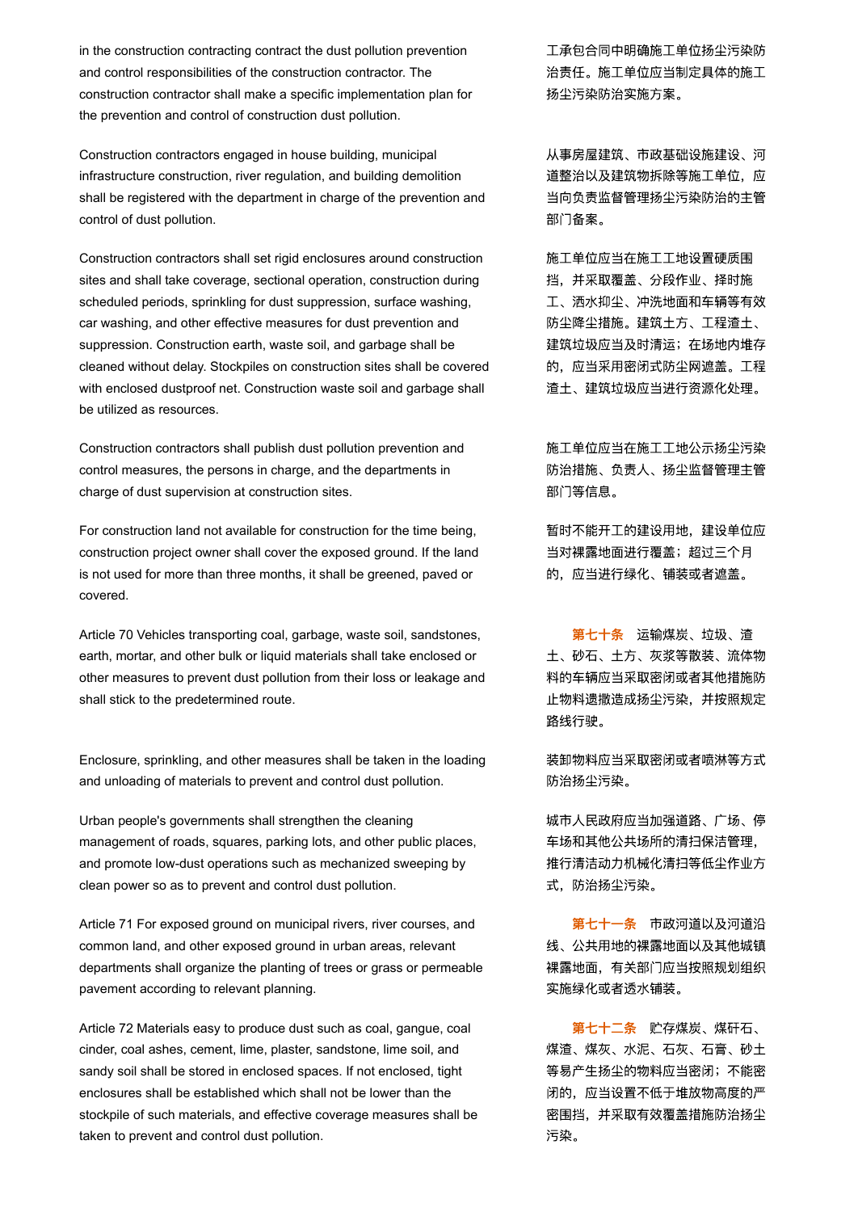in the construction contracting contract the dust pollution prevention and control responsibilities of the construction contractor. The construction contractor shall make a specific implementation plan for the prevention and control of construction dust pollution.

工承包合同中明确施工单位扬尘污染防治责任。施工单位应当制定具体的施工扬尘污染防治实施方案。

Construction contractors engaged in house building, municipal infrastructure construction, river regulation, and building demolition shall be registered with the department in charge of the prevention and control of dust pollution.

从事房屋建筑、市政基础设施建设、河道整治以及建筑物拆除等施工单位，应当向负责监督管理扬尘污染防治的主管部门备案。

Construction contractors shall set rigid enclosures around construction sites and shall take coverage, sectional operation, construction during scheduled periods, sprinkling for dust suppression, surface washing, car washing, and other effective measures for dust prevention and suppression. Construction earth, waste soil, and garbage shall be cleaned without delay. Stockpiles on construction sites shall be covered with enclosed dustproof net. Construction waste soil and garbage shall be utilized as resources.

施工单位应当在施工工地设置硬质围挡，并采取覆盖、分段作业、择时施工、洒水抑尘、冲洗地面和车辆等有效防尘降尘措施。建筑土方、工程渣土、建筑垃圾应当及时清运；在场地内堆存的，应当采用密闭式防尘网遮盖。工程渣土、建筑垃圾应当进行资源化处理。

Construction contractors shall publish dust pollution prevention and control measures, the persons in charge, and the departments in charge of dust supervision at construction sites.

施工单位应当在施工工地公示扬尘污染防治措施、负责人、扬尘监督管理主管部门等信息。

For construction land not available for construction for the time being, construction project owner shall cover the exposed ground. If the land is not used for more than three months, it shall be greened, paved or covered.

暂时不能开工的建设用地，建设单位应当对裸露地面进行覆盖；超过三个月的，应当进行绿化、铺装或者遮盖。

Article 70 Vehicles transporting coal, garbage, waste soil, sandstones, earth, mortar, and other bulk or liquid materials shall take enclosed or other measures to prevent dust pollution from their loss or leakage and shall stick to the predetermined route.

**第七十条** 运输煤炭、垃圾、渣土、砂石、土方、灰浆等散装、流体物料的车辆应当采取密闭或者其他措施防止物料遗撒造成扬尘污染，并按照规定路线行驶。

Enclosure, sprinkling, and other measures shall be taken in the loading and unloading of materials to prevent and control dust pollution.

装卸物料应当采取密闭或者喷淋等方式防治扬尘污染。

Urban people's governments shall strengthen the cleaning management of roads, squares, parking lots, and other public places, and promote low-dust operations such as mechanized sweeping by clean power so as to prevent and control dust pollution.

城市人民政府应当加强道路、广场、停车场和其他公共场所的清扫保洁管理，推行清洁动力机械化清扫等低尘作业方式，防治扬尘污染。

Article 71 For exposed ground on municipal rivers, river courses, and common land, and other exposed ground in urban areas, relevant departments shall organize the planting of trees or grass or permeable pavement according to relevant planning.

**第七十一条** 市政河道以及河道沿线、公共用地的裸露地面以及其他城镇裸露地面，有关部门应当按照规划组织实施绿化或者透水铺装。

Article 72 Materials easy to produce dust such as coal, gangue, coal cinder, coal ashes, cement, lime, plaster, sandstone, lime soil, and sandy soil shall be stored in enclosed spaces. If not enclosed, tight enclosures shall be established which shall not be lower than the stockpile of such materials, and effective coverage measures shall be taken to prevent and control dust pollution.

**第七十二条** 贮存煤炭、煤矸石、煤渣、煤灰、水泥、石灰、石膏、砂土等易产生扬尘的物料应当密闭；不能密闭的，应当设置不低于堆放物高度的严密围挡，并采取有效覆盖措施防治扬尘污染。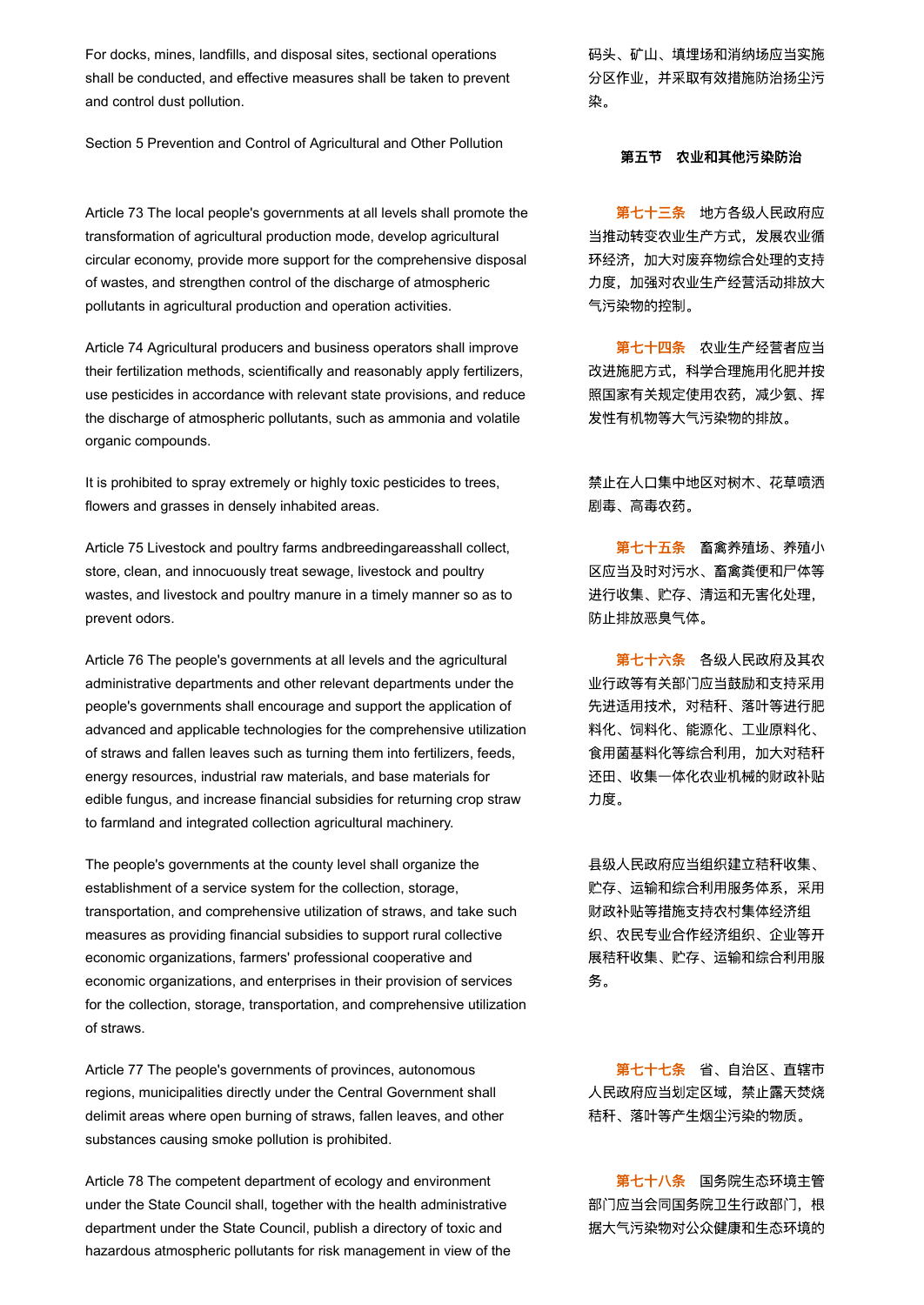For docks, mines, landfills, and disposal sites, sectional operations shall be conducted, and effective measures shall be taken to prevent and control dust pollution.

码头、矿山、填埋场和消纳场应当实施分区作业，并采取有效措施防治扬尘污染。

## Section 5 Prevention and Control of Agricultural and Other Pollution

## 第五节　农业和其他污染防治

Article 73 The local people's governments at all levels shall promote the transformation of agricultural production mode, develop agricultural circular economy, provide more support for the comprehensive disposal of wastes, and strengthen control of the discharge of atmospheric pollutants in agricultural production and operation activities.

**第七十三条**　地方各级人民政府应当推动转变农业生产方式，发展农业循环经济，加大对废弃物综合处理的支持力度，加强对农业生产经营活动排放大气污染物的控制。

Article 74 Agricultural producers and business operators shall improve their fertilization methods, scientifically and reasonably apply fertilizers, use pesticides in accordance with relevant state provisions, and reduce the discharge of atmospheric pollutants, such as ammonia and volatile organic compounds.

**第七十四条**　农业生产经营者应当改进施肥方式，科学合理施用化肥并按照国家有关规定使用农药，减少氨、挥发性有机物等大气污染物的排放。

It is prohibited to spray extremely or highly toxic pesticides to trees, flowers and grasses in densely inhabited areas.

禁止在人口集中地区对树木、花草喷洒剧毒、高毒农药。

Article 75 Livestock and poultry farms andbreedingareasshall collect, store, clean, and innocuously treat sewage, livestock and poultry wastes, and livestock and poultry manure in a timely manner so as to prevent odors.

**第七十五条**　畜禽养殖场、养殖小区应当及时对污水、畜禽粪便和尸体等进行收集、贮存、清运和无害化处理，防止排放恶臭气体。

Article 76 The people's governments at all levels and the agricultural administrative departments and other relevant departments under the people's governments shall encourage and support the application of advanced and applicable technologies for the comprehensive utilization of straws and fallen leaves such as turning them into fertilizers, feeds, energy resources, industrial raw materials, and base materials for edible fungus, and increase financial subsidies for returning crop straw to farmland and integrated collection agricultural machinery.

**第七十六条**　各级人民政府及其农业行政等有关部门应当鼓励和支持采用先进适用技术，对秸秆、落叶等进行肥料化、饲料化、能源化、工业原料化、食用菌基料化等综合利用，加大对秸秆还田、收集一体化农业机械的财政补贴力度。

The people's governments at the county level shall organize the establishment of a service system for the collection, storage, transportation, and comprehensive utilization of straws, and take such measures as providing financial subsidies to support rural collective economic organizations, farmers' professional cooperative and economic organizations, and enterprises in their provision of services for the collection, storage, transportation, and comprehensive utilization of straws.

县级人民政府应当组织建立秸秆收集、贮存、运输和综合利用服务体系，采用财政补贴等措施支持农村集体经济组织、农民专业合作经济组织、企业等开展秸秆收集、贮存、运输和综合利用服务。

Article 77 The people's governments of provinces, autonomous regions, municipalities directly under the Central Government shall delimit areas where open burning of straws, fallen leaves, and other substances causing smoke pollution is prohibited.

**第七十七条**　省、自治区、直辖市人民政府应当划定区域，禁止露天焚烧秸秆、落叶等产生烟尘污染的物质。

Article 78 The competent department of ecology and environment under the State Council shall, together with the health administrative department under the State Council, publish a directory of toxic and hazardous atmospheric pollutants for risk management in view of the

**第七十八条**　国务院生态环境主管部门应当会同国务院卫生行政部门，根据大气污染物对公众健康和生态环境的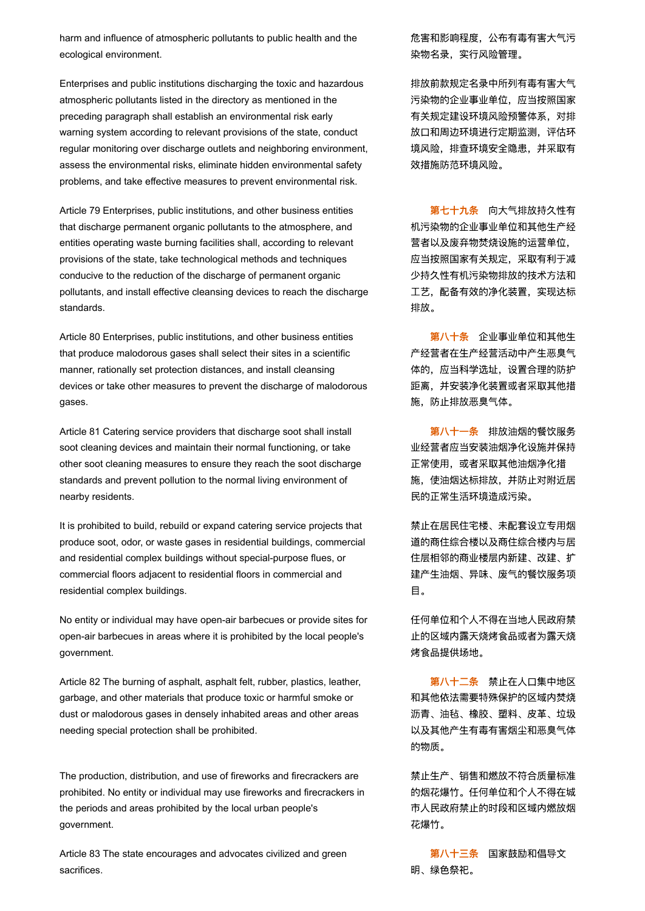harm and influence of atmospheric pollutants to public health and the ecological environment.

危害和影响程度，公布有毒有害大气污染物名录，实行风险管理。

Enterprises and public institutions discharging the toxic and hazardous atmospheric pollutants listed in the directory as mentioned in the preceding paragraph shall establish an environmental risk early warning system according to relevant provisions of the state, conduct regular monitoring over discharge outlets and neighboring environment, assess the environmental risks, eliminate hidden environmental safety problems, and take effective measures to prevent environmental risk.

排放前款规定名录中所列有毒有害大气污染物的企业事业单位，应当按照国家有关规定建设环境风险预警体系，对排放口和周边环境进行定期监测，评估环境风险，排查环境安全隐患，并采取有效措施防范环境风险。

Article 79 Enterprises, public institutions, and other business entities that discharge permanent organic pollutants to the atmosphere, and entities operating waste burning facilities shall, according to relevant provisions of the state, take technological methods and techniques conducive to the reduction of the discharge of permanent organic pollutants, and install effective cleansing devices to reach the discharge standards.

**第七十九条** 向大气排放持久性有机污染物的企业事业单位和其他生产经营者以及废弃物焚烧设施的运营单位，应当按照国家有关规定，采取有利于减少持久性有机污染物排放的技术方法和工艺，配备有效的净化装置，实现达标排放。

Article 80 Enterprises, public institutions, and other business entities that produce malodorous gases shall select their sites in a scientific manner, rationally set protection distances, and install cleansing devices or take other measures to prevent the discharge of malodorous gases.

**第八十条** 企业事业单位和其他生产经营者在生产经营活动中产生恶臭气体的，应当科学选址，设置合理的防护距离，并安装净化装置或者采取其他措施，防止排放恶臭气体。

Article 81 Catering service providers that discharge soot shall install soot cleaning devices and maintain their normal functioning, or take other soot cleaning measures to ensure they reach the soot discharge standards and prevent pollution to the normal living environment of nearby residents.

**第八十一条** 排放油烟的餐饮服务业经营者应当安装油烟净化设施并保持正常使用，或者采取其他油烟净化措施，使油烟达标排放，并防止对附近居民的正常生活环境造成污染。

It is prohibited to build, rebuild or expand catering service projects that produce soot, odor, or waste gases in residential buildings, commercial and residential complex buildings without special-purpose flues, or commercial floors adjacent to residential floors in commercial and residential complex buildings.

禁止在居民住宅楼、未配套设立专用烟道的商住综合楼以及商住综合楼内与居住层相邻的商业楼层内新建、改建、扩建产生油烟、异味、废气的餐饮服务项目。

No entity or individual may have open-air barbecues or provide sites for open-air barbecues in areas where it is prohibited by the local people's government.

任何单位和个人不得在当地人民政府禁止的区域内露天烧烤食品或者为露天烧烤食品提供场地。

Article 82 The burning of asphalt, asphalt felt, rubber, plastics, leather, garbage, and other materials that produce toxic or harmful smoke or dust or malodorous gases in densely inhabited areas and other areas needing special protection shall be prohibited.

**第八十二条** 禁止在人口集中地区和其他依法需要特殊保护的区域内焚烧沥青、油毡、橡胶、塑料、皮革、垃圾以及其他产生有毒有害烟尘和恶臭气体的物质。

The production, distribution, and use of fireworks and firecrackers are prohibited. No entity or individual may use fireworks and firecrackers in the periods and areas prohibited by the local urban people's government.

禁止生产、销售和燃放不符合质量标准的烟花爆竹。任何单位和个人不得在城市人民政府禁止的时段和区域内燃放烟花爆竹。

Article 83 The state encourages and advocates civilized and green sacrifices.

**第八十三条** 国家鼓励和倡导文明、绿色祭祀。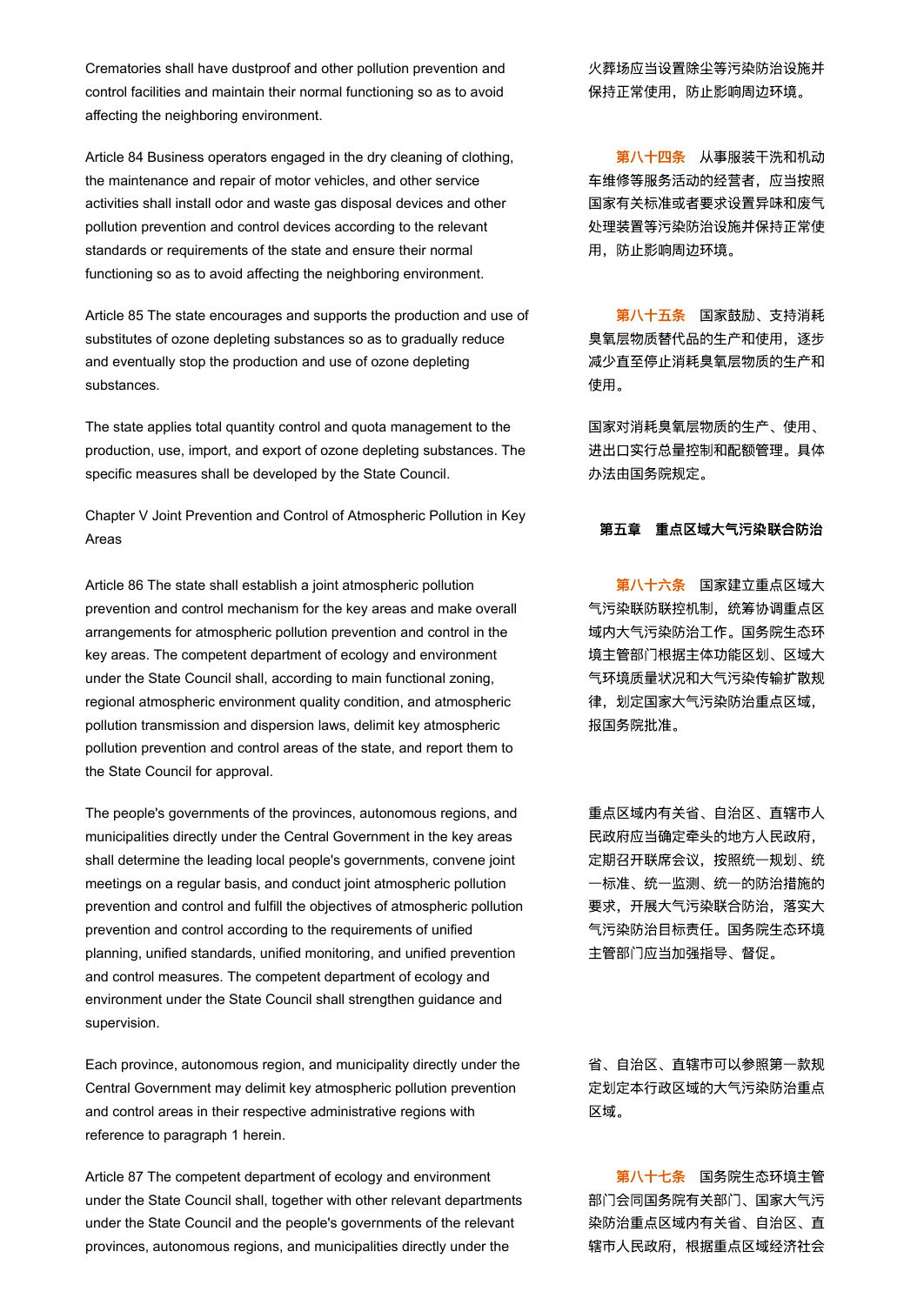Crematories shall have dustproof and other pollution prevention and control facilities and maintain their normal functioning so as to avoid affecting the neighboring environment.

火葬场应当设置除尘等污染防治设施并保持正常使用，防止影响周边环境。

Article 84 Business operators engaged in the dry cleaning of clothing, the maintenance and repair of motor vehicles, and other service activities shall install odor and waste gas disposal devices and other pollution prevention and control devices according to the relevant standards or requirements of the state and ensure their normal functioning so as to avoid affecting the neighboring environment.

**第八十四条**　从事服装干洗和机动车维修等服务活动的经营者，应当按照国家有关标准或者要求设置异味和废气处理装置等污染防治设施并保持正常使用，防止影响周边环境。

Article 85 The state encourages and supports the production and use of substitutes of ozone depleting substances so as to gradually reduce and eventually stop the production and use of ozone depleting substances.

**第八十五条**　国家鼓励、支持消耗臭氧层物质替代品的生产和使用，逐步减少直至停止消耗臭氧层物质的生产和使用。

The state applies total quantity control and quota management to the production, use, import, and export of ozone depleting substances. The specific measures shall be developed by the State Council.

国家对消耗臭氧层物质的生产、使用、进出口实行总量控制和配额管理。具体办法由国务院规定。

## Chapter V Joint Prevention and Control of Atmospheric Pollution in Key Areas

## 第五章　重点区域大气污染联合防治

Article 86 The state shall establish a joint atmospheric pollution prevention and control mechanism for the key areas and make overall arrangements for atmospheric pollution prevention and control in the key areas. The competent department of ecology and environment under the State Council shall, according to main functional zoning, regional atmospheric environment quality condition, and atmospheric pollution transmission and dispersion laws, delimit key atmospheric pollution prevention and control areas of the state, and report them to the State Council for approval.

**第八十六条**　国家建立重点区域大气污染联防联控机制，统筹协调重点区域内大气污染防治工作。国务院生态环境主管部门根据主体功能区划、区域大气环境质量状况和大气污染传输扩散规律，划定国家大气污染防治重点区域，报国务院批准。

The people's governments of the provinces, autonomous regions, and municipalities directly under the Central Government in the key areas shall determine the leading local people's governments, convene joint meetings on a regular basis, and conduct joint atmospheric pollution prevention and control and fulfill the objectives of atmospheric pollution prevention and control according to the requirements of unified planning, unified standards, unified monitoring, and unified prevention and control measures. The competent department of ecology and environment under the State Council shall strengthen guidance and supervision.

重点区域内有关省、自治区、直辖市人民政府应当确定牵头的地方人民政府，定期召开联席会议，按照统一规划、统一标准、统一监测、统一的防治措施的要求，开展大气污染联合防治，落实大气污染防治目标责任。国务院生态环境主管部门应当加强指导、督促。

Each province, autonomous region, and municipality directly under the Central Government may delimit key atmospheric pollution prevention and control areas in their respective administrative regions with reference to paragraph 1 herein.

省、自治区、直辖市可以参照第一款规定划定本行政区域的大气污染防治重点区域。

Article 87 The competent department of ecology and environment under the State Council shall, together with other relevant departments under the State Council and the people's governments of the relevant provinces, autonomous regions, and municipalities directly under the

**第八十七条**　国务院生态环境主管部门会同国务院有关部门、国家大气污染防治重点区域内有关省、自治区、直辖市人民政府，根据重点区域经济社会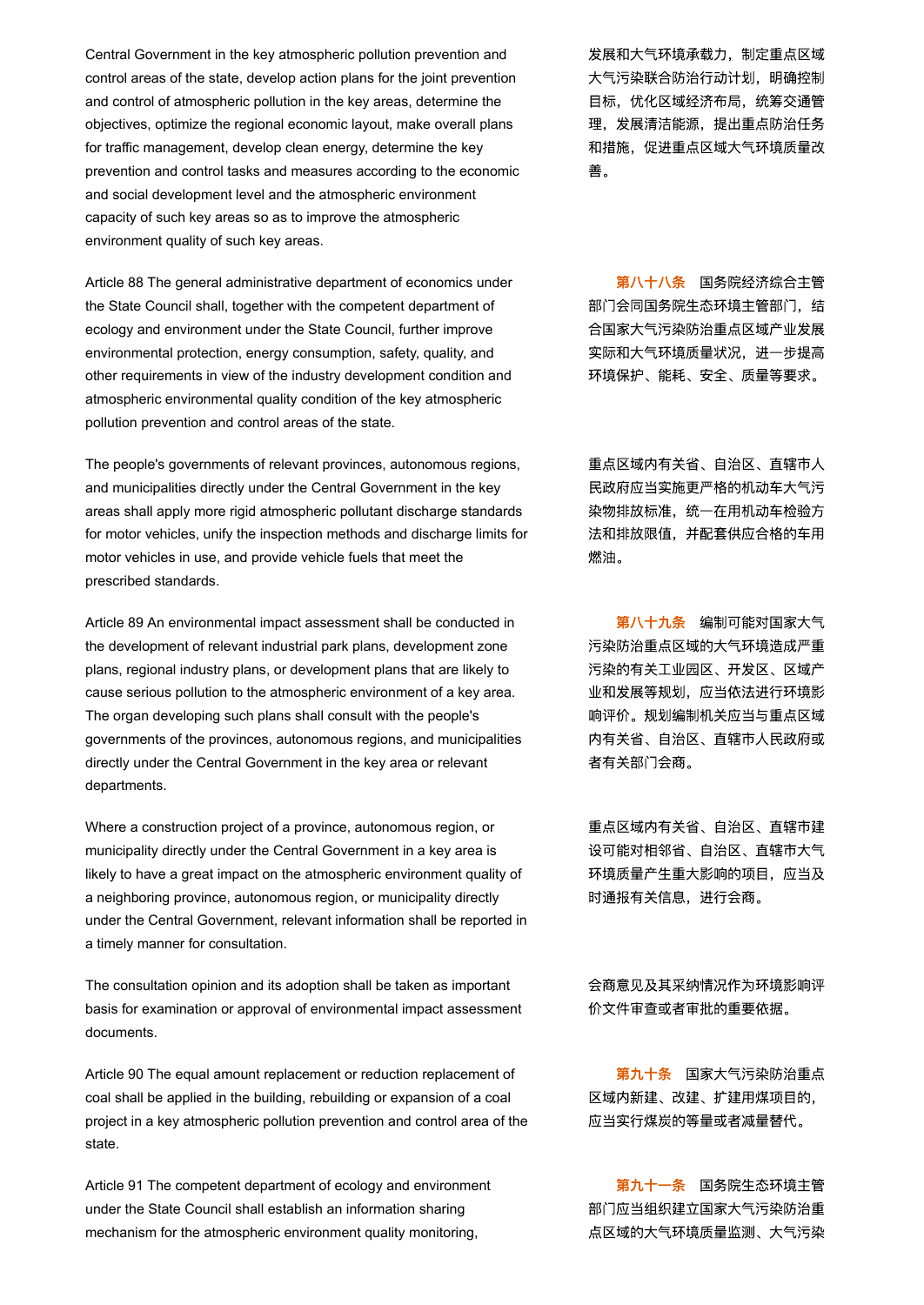Central Government in the key atmospheric pollution prevention and control areas of the state, develop action plans for the joint prevention and control of atmospheric pollution in the key areas, determine the objectives, optimize the regional economic layout, make overall plans for traffic management, develop clean energy, determine the key prevention and control tasks and measures according to the economic and social development level and the atmospheric environment capacity of such key areas so as to improve the atmospheric environment quality of such key areas.

发展和大气环境承载力，制定重点区域大气污染联合防治行动计划，明确控制目标，优化区域经济布局，统筹交通管理，发展清洁能源，提出重点防治任务和措施，促进重点区域大气环境质量改善。

Article 88 The general administrative department of economics under the State Council shall, together with the competent department of ecology and environment under the State Council, further improve environmental protection, energy consumption, safety, quality, and other requirements in view of the industry development condition and atmospheric environmental quality condition of the key atmospheric pollution prevention and control areas of the state.

**第八十八条** 国务院经济综合主管部门会同国务院生态环境主管部门，结合国家大气污染防治重点区域产业发展实际和大气环境质量状况，进一步提高环境保护、能耗、安全、质量等要求。

The people's governments of relevant provinces, autonomous regions, and municipalities directly under the Central Government in the key areas shall apply more rigid atmospheric pollutant discharge standards for motor vehicles, unify the inspection methods and discharge limits for motor vehicles in use, and provide vehicle fuels that meet the prescribed standards.

重点区域内有关省、自治区、直辖市人民政府应当实施更严格的机动车大气污染物排放标准，统一在用机动车检验方法和排放限值，并配套供应合格的车用燃油。

Article 89 An environmental impact assessment shall be conducted in the development of relevant industrial park plans, development zone plans, regional industry plans, or development plans that are likely to cause serious pollution to the atmospheric environment of a key area. The organ developing such plans shall consult with the people's governments of the provinces, autonomous regions, and municipalities directly under the Central Government in the key area or relevant departments.

**第八十九条** 编制可能对国家大气污染防治重点区域的大气环境造成严重污染的有关工业园区、开发区、区域产业和发展等规划，应当依法进行环境影响评价。规划编制机关应当与重点区域内有关省、自治区、直辖市人民政府或者有关部门会商。

Where a construction project of a province, autonomous region, or municipality directly under the Central Government in a key area is likely to have a great impact on the atmospheric environment quality of a neighboring province, autonomous region, or municipality directly under the Central Government, relevant information shall be reported in a timely manner for consultation.

重点区域内有关省、自治区、直辖市建设可能对相邻省、自治区、直辖市大气环境质量产生重大影响的项目，应当及时通报有关信息，进行会商。

The consultation opinion and its adoption shall be taken as important basis for examination or approval of environmental impact assessment documents.

会商意见及其采纳情况作为环境影响评价文件审查或者审批的重要依据。

Article 90 The equal amount replacement or reduction replacement of coal shall be applied in the building, rebuilding or expansion of a coal project in a key atmospheric pollution prevention and control area of the state.

**第九十条** 国家大气污染防治重点区域内新建、改建、扩建用煤项目的，应当实行煤炭的等量或者减量替代。

Article 91 The competent department of ecology and environment under the State Council shall establish an information sharing mechanism for the atmospheric environment quality monitoring,

**第九十一条** 国务院生态环境主管部门应当组织建立国家大气污染防治重点区域的大气环境质量监测、大气污染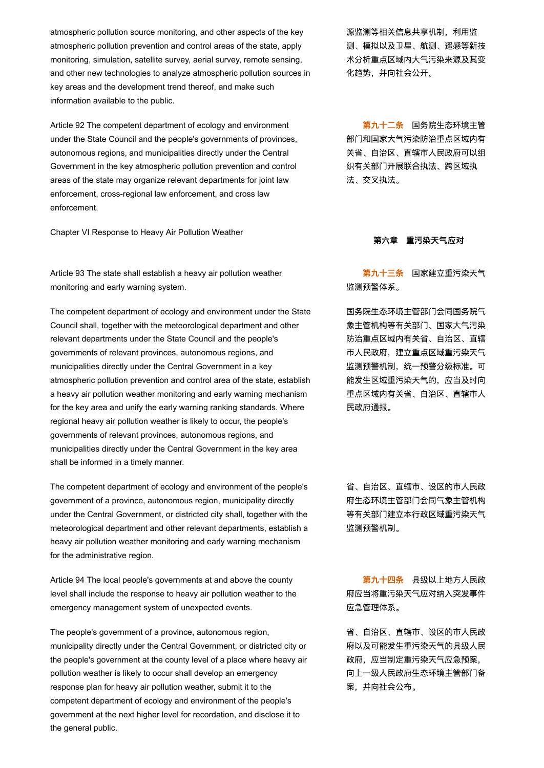atmospheric pollution source monitoring, and other aspects of the key atmospheric pollution prevention and control areas of the state, apply monitoring, simulation, satellite survey, aerial survey, remote sensing, and other new technologies to analyze atmospheric pollution sources in key areas and the development trend thereof, and make such information available to the public.

源监测等相关信息共享机制，利用监测、模拟以及卫星、航测、遥感等新技术分析重点区域内大气污染来源及其变化趋势，并向社会公开。

Article 92 The competent department of ecology and environment under the State Council and the people's governments of provinces, autonomous regions, and municipalities directly under the Central Government in the key atmospheric pollution prevention and control areas of the state may organize relevant departments for joint law enforcement, cross-regional law enforcement, and cross law enforcement.

**第九十二条**　国务院生态环境主管部门和国家大气污染防治重点区域内有关省、自治区、直辖市人民政府可以组织有关部门开展联合执法、跨区域执法、交叉执法。

## Chapter VI Response to Heavy Air Pollution Weather

## 第六章　重污染天气应对

Article 93 The state shall establish a heavy air pollution weather monitoring and early warning system.

**第九十三条**　国家建立重污染天气监测预警体系。

The competent department of ecology and environment under the State Council shall, together with the meteorological department and other relevant departments under the State Council and the people's governments of relevant provinces, autonomous regions, and municipalities directly under the Central Government in a key atmospheric pollution prevention and control area of the state, establish a heavy air pollution weather monitoring and early warning mechanism for the key area and unify the early warning ranking standards. Where regional heavy air pollution weather is likely to occur, the people's governments of relevant provinces, autonomous regions, and municipalities directly under the Central Government in the key area shall be informed in a timely manner.

国务院生态环境主管部门会同国务院气象主管机构等有关部门、国家大气污染防治重点区域内有关省、自治区、直辖市人民政府，建立重点区域重污染天气监测预警机制，统一预警分级标准。可能发生区域重污染天气的，应当及时向重点区域内有关省、自治区、直辖市人民政府通报。

The competent department of ecology and environment of the people's government of a province, autonomous region, municipality directly under the Central Government, or districted city shall, together with the meteorological department and other relevant departments, establish a heavy air pollution weather monitoring and early warning mechanism for the administrative region.

省、自治区、直辖市、设区的市人民政府生态环境主管部门会同气象主管机构等有关部门建立本行政区域重污染天气监测预警机制。

Article 94 The local people's governments at and above the county level shall include the response to heavy air pollution weather to the emergency management system of unexpected events.

**第九十四条**　县级以上地方人民政府应当将重污染天气应对纳入突发事件应急管理体系。

The people's government of a province, autonomous region, municipality directly under the Central Government, or districted city or the people's government at the county level of a place where heavy air pollution weather is likely to occur shall develop an emergency response plan for heavy air pollution weather, submit it to the competent department of ecology and environment of the people's government at the next higher level for recordation, and disclose it to the general public.

省、自治区、直辖市、设区的市人民政府以及可能发生重污染天气的县级人民政府，应当制定重污染天气应急预案，向上一级人民政府生态环境主管部门备案，并向社会公布。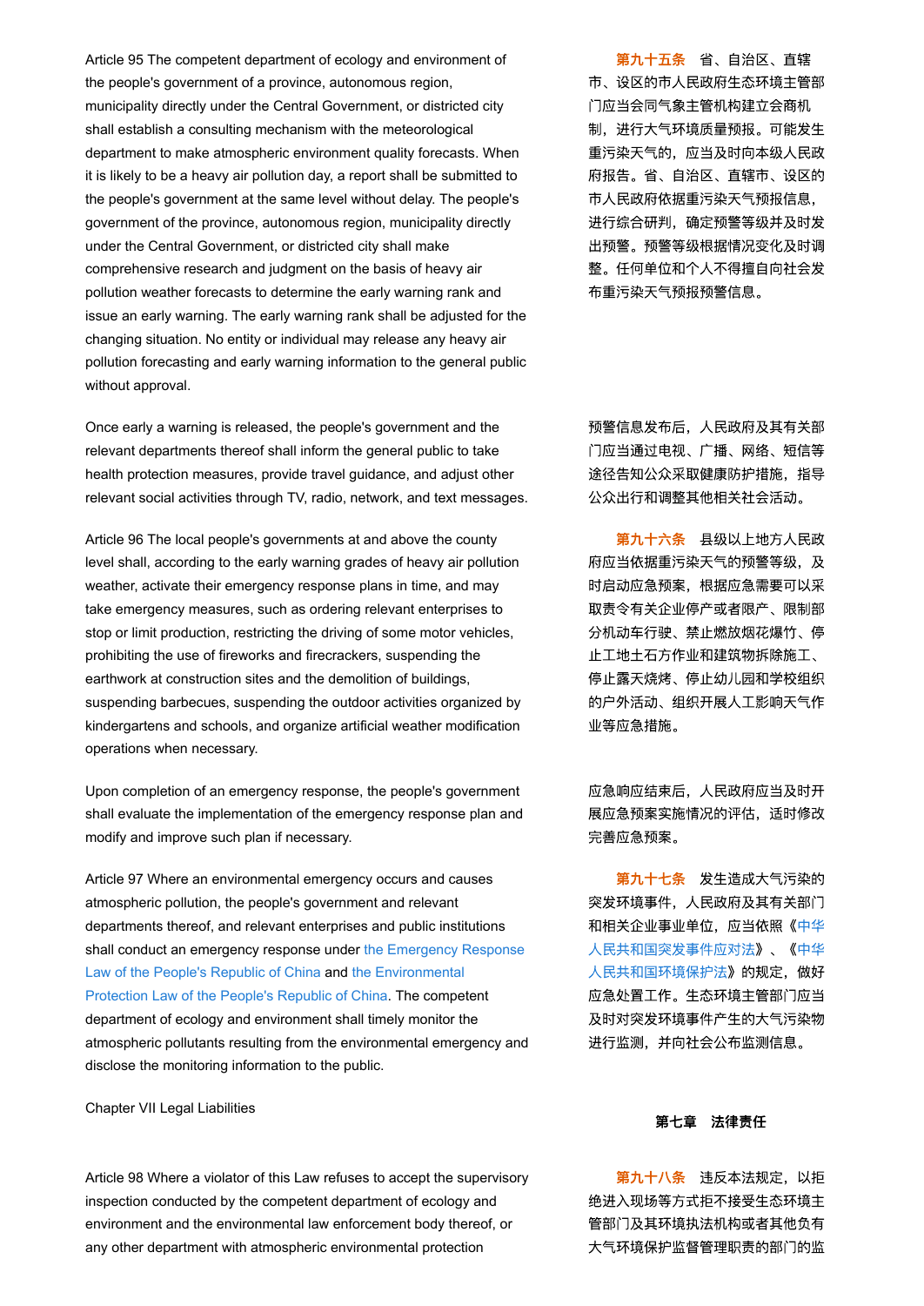Article 95 The competent department of ecology and environment of the people's government of a province, autonomous region, municipality directly under the Central Government, or districted city shall establish a consulting mechanism with the meteorological department to make atmospheric environment quality forecasts. When it is likely to be a heavy air pollution day, a report shall be submitted to the people's government at the same level without delay. The people's government of the province, autonomous region, municipality directly under the Central Government, or districted city shall make comprehensive research and judgment on the basis of heavy air pollution weather forecasts to determine the early warning rank and issue an early warning. The early warning rank shall be adjusted for the changing situation. No entity or individual may release any heavy air pollution forecasting and early warning information to the general public without approval.

第九十五条　省、自治区、直辖市、设区的市人民政府生态环境主管部门应当会同气象主管机构建立会商机制，进行大气环境质量预报。可能发生重污染天气的，应当及时向本级人民政府报告。省、自治区、直辖市、设区的市人民政府依据重污染天气预报信息，进行综合研判，确定预警等级并及时发出预警。预警等级根据情况变化及时调整。任何单位和个人不得擅自向社会发布重污染天气预报预警信息。

Once early a warning is released, the people's government and the relevant departments thereof shall inform the general public to take health protection measures, provide travel guidance, and adjust other relevant social activities through TV, radio, network, and text messages.

预警信息发布后，人民政府及其有关部门应当通过电视、广播、网络、短信等途径告知公众采取健康防护措施，指导公众出行和调整其他相关社会活动。

Article 96 The local people's governments at and above the county level shall, according to the early warning grades of heavy air pollution weather, activate their emergency response plans in time, and may take emergency measures, such as ordering relevant enterprises to stop or limit production, restricting the driving of some motor vehicles, prohibiting the use of fireworks and firecrackers, suspending the earthwork at construction sites and the demolition of buildings, suspending barbecues, suspending the outdoor activities organized by kindergartens and schools, and organize artificial weather modification operations when necessary.

第九十六条　县级以上地方人民政府应当依据重污染天气的预警等级，及时启动应急预案，根据应急需要可以采取责令有关企业停产或者限产、限制部分机动车行驶、禁止燃放烟花爆竹、停止工地土石方作业和建筑物拆除施工、停止露天烧烤、停止幼儿园和学校组织的户外活动、组织开展人工影响天气作业等应急措施。

Upon completion of an emergency response, the people's government shall evaluate the implementation of the emergency response plan and modify and improve such plan if necessary.

应急响应结束后，人民政府应当及时开展应急预案实施情况的评估，适时修改完善应急预案。

Article 97 Where an environmental emergency occurs and causes atmospheric pollution, the people's government and relevant departments thereof, and relevant enterprises and public institutions shall conduct an emergency response under the Emergency Response Law of the People's Republic of China and the Environmental Protection Law of the People's Republic of China. The competent department of ecology and environment shall timely monitor the atmospheric pollutants resulting from the environmental emergency and disclose the monitoring information to the public.

第九十七条　发生造成大气污染的突发环境事件，人民政府及其有关部门和相关企业事业单位，应当依照《中华人民共和国突发事件应对法》、《中华人民共和国环境保护法》的规定，做好应急处置工作。生态环境主管部门应当及时对突发环境事件产生的大气污染物进行监测，并向社会公布监测信息。

## Chapter VII Legal Liabilities

## 第七章　法律责任

Article 98 Where a violator of this Law refuses to accept the supervisory inspection conducted by the competent department of ecology and environment and the environmental law enforcement body thereof, or any other department with atmospheric environmental protection

第九十八条　违反本法规定，以拒绝进入现场等方式拒不接受生态环境主管部门及其环境执法机构或者其他负有大气环境保护监督管理职责的部门的监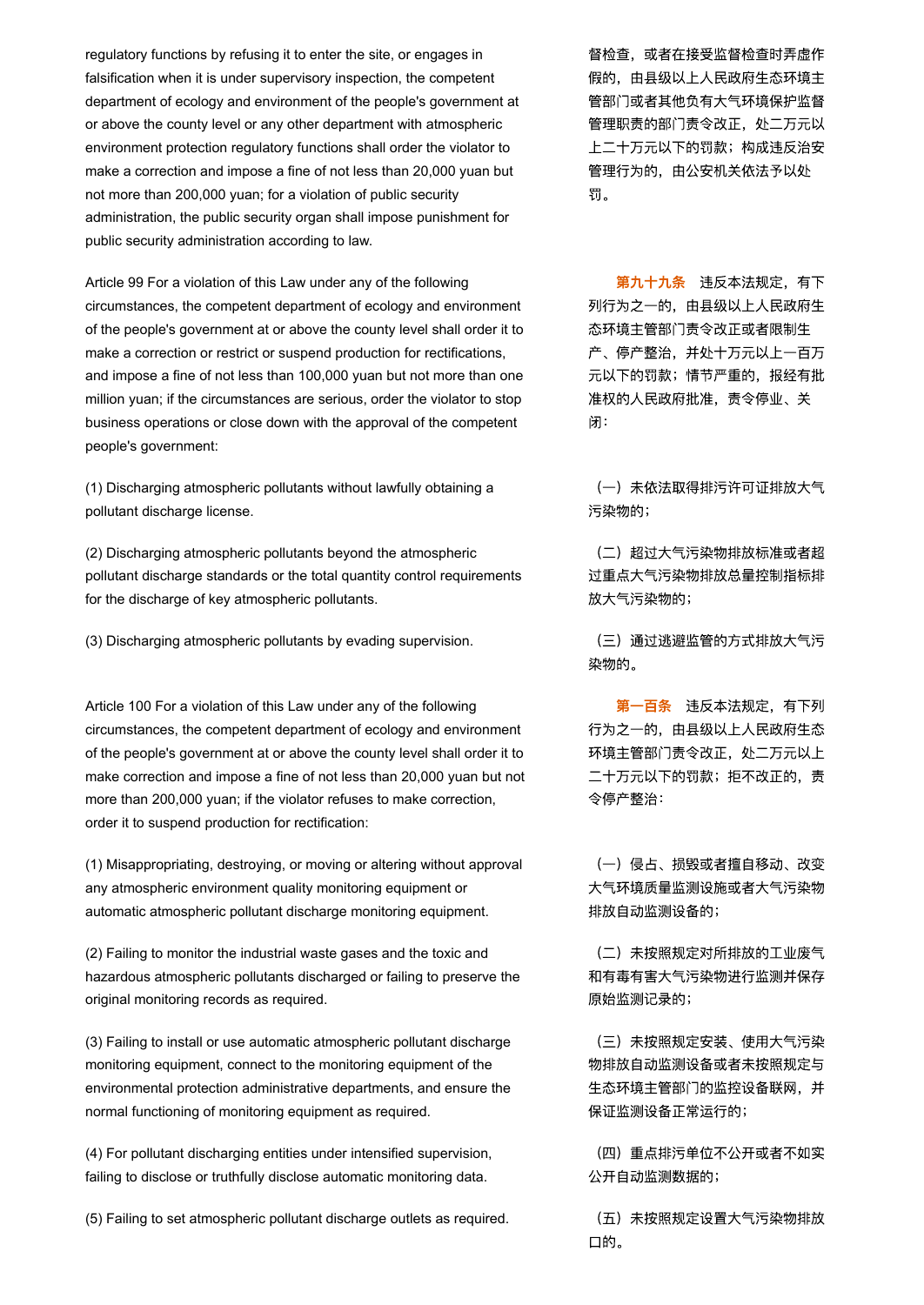regulatory functions by refusing it to enter the site, or engages in falsification when it is under supervisory inspection, the competent department of ecology and environment of the people's government at or above the county level or any other department with atmospheric environment protection regulatory functions shall order the violator to make a correction and impose a fine of not less than 20,000 yuan but not more than 200,000 yuan; for a violation of public security administration, the public security organ shall impose punishment for public security administration according to law.

督检查，或者在接受监督检查时弄虚作假的，由县级以上人民政府生态环境主管部门或者其他负有大气环境保护监督管理职责的部门责令改正，处二万元以上二十万元以下的罚款；构成违反治安管理行为的，由公安机关依法予以处罚。

Article 99 For a violation of this Law under any of the following circumstances, the competent department of ecology and environment of the people's government at or above the county level shall order it to make a correction or restrict or suspend production for rectifications, and impose a fine of not less than 100,000 yuan but not more than one million yuan; if the circumstances are serious, order the violator to stop business operations or close down with the approval of the competent people's government:

**第九十九条** 违反本法规定，有下列行为之一的，由县级以上人民政府生态环境主管部门责令改正或者限制生产、停产整治，并处十万元以上一百万元以下的罚款；情节严重的，报经有批准权的人民政府批准，责令停业、关闭：

(1) Discharging atmospheric pollutants without lawfully obtaining a pollutant discharge license.

（一）未依法取得排污许可证排放大气污染物的；

(2) Discharging atmospheric pollutants beyond the atmospheric pollutant discharge standards or the total quantity control requirements for the discharge of key atmospheric pollutants.

（二）超过大气污染物排放标准或者超过重点大气污染物排放总量控制指标排放大气污染物的；

(3) Discharging atmospheric pollutants by evading supervision.

（三）通过逃避监管的方式排放大气污染物的。

Article 100 For a violation of this Law under any of the following circumstances, the competent department of ecology and environment of the people's government at or above the county level shall order it to make correction and impose a fine of not less than 20,000 yuan but not more than 200,000 yuan; if the violator refuses to make correction, order it to suspend production for rectification:

**第一百条** 违反本法规定，有下列行为之一的，由县级以上人民政府生态环境主管部门责令改正，处二万元以上二十万元以下的罚款；拒不改正的，责令停产整治：

(1) Misappropriating, destroying, or moving or altering without approval any atmospheric environment quality monitoring equipment or automatic atmospheric pollutant discharge monitoring equipment.

（一）侵占、损毁或者擅自移动、改变大气环境质量监测设施或者大气污染物排放自动监测设备的；

(2) Failing to monitor the industrial waste gases and the toxic and hazardous atmospheric pollutants discharged or failing to preserve the original monitoring records as required.

（二）未按照规定对所排放的工业废气和有毒有害大气污染物进行监测并保存原始监测记录的；

(3) Failing to install or use automatic atmospheric pollutant discharge monitoring equipment, connect to the monitoring equipment of the environmental protection administrative departments, and ensure the normal functioning of monitoring equipment as required.

（三）未按照规定安装、使用大气污染物排放自动监测设备或者未按照规定与生态环境主管部门的监控设备联网，并保证监测设备正常运行的；

(4) For pollutant discharging entities under intensified supervision, failing to disclose or truthfully disclose automatic monitoring data.

（四）重点排污单位不公开或者不如实公开自动监测数据的；

(5) Failing to set atmospheric pollutant discharge outlets as required.

（五）未按照规定设置大气污染物排放口的。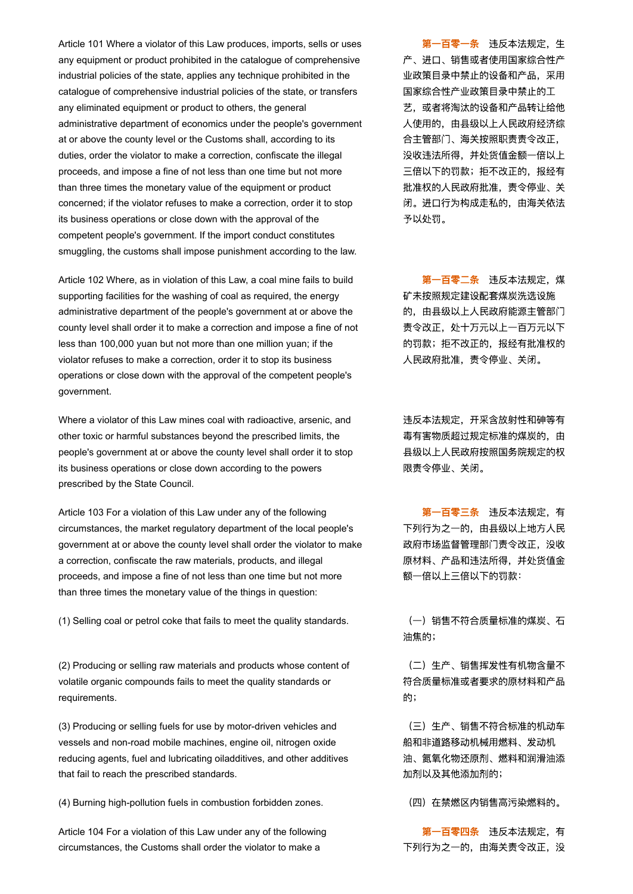Article 101 Where a violator of this Law produces, imports, sells or uses any equipment or product prohibited in the catalogue of comprehensive industrial policies of the state, applies any technique prohibited in the catalogue of comprehensive industrial policies of the state, or transfers any eliminated equipment or product to others, the general administrative department of economics under the people's government at or above the county level or the Customs shall, according to its duties, order the violator to make a correction, confiscate the illegal proceeds, and impose a fine of not less than one time but not more than three times the monetary value of the equipment or product concerned; if the violator refuses to make a correction, order it to stop its business operations or close down with the approval of the competent people's government. If the import conduct constitutes smuggling, the customs shall impose punishment according to the law.

**第一百零一条**　违反本法规定，生产、进口、销售或者使用国家综合性产业政策目录中禁止的设备和产品，采用国家综合性产业政策目录中禁止的工艺，或者将淘汰的设备和产品转让给他人使用的，由县级以上人民政府经济综合主管部门、海关按照职责责令改正，没收违法所得，并处货值金额一倍以上三倍以下的罚款；拒不改正的，报经有批准权的人民政府批准，责令停业、关闭。进口行为构成走私的，由海关依法予以处罚。

Article 102 Where, as in violation of this Law, a coal mine fails to build supporting facilities for the washing of coal as required, the energy administrative department of the people's government at or above the county level shall order it to make a correction and impose a fine of not less than 100,000 yuan but not more than one million yuan; if the violator refuses to make a correction, order it to stop its business operations or close down with the approval of the competent people's government.

**第一百零二条**　违反本法规定，煤矿未按照规定建设配套煤炭洗选设施的，由县级以上人民政府能源主管部门责令改正，处十万元以上一百万元以下的罚款；拒不改正的，报经有批准权的人民政府批准，责令停业、关闭。

Where a violator of this Law mines coal with radioactive, arsenic, and other toxic or harmful substances beyond the prescribed limits, the people's government at or above the county level shall order it to stop its business operations or close down according to the powers prescribed by the State Council.

违反本法规定，开采含放射性和砷等有毒有害物质超过规定标准的煤炭的，由县级以上人民政府按照国务院规定的权限责令停业、关闭。

Article 103 For a violation of this Law under any of the following circumstances, the market regulatory department of the local people's government at or above the county level shall order the violator to make a correction, confiscate the raw materials, products, and illegal proceeds, and impose a fine of not less than one time but not more than three times the monetary value of the things in question:

**第一百零三条**　违反本法规定，有下列行为之一的，由县级以上地方人民政府市场监督管理部门责令改正，没收原材料、产品和违法所得，并处货值金额一倍以上三倍以下的罚款：

(1) Selling coal or petrol coke that fails to meet the quality standards.

（一）销售不符合质量标准的煤炭、石油焦的；

(2) Producing or selling raw materials and products whose content of volatile organic compounds fails to meet the quality standards or requirements.

（二）生产、销售挥发性有机物含量不符合质量标准或者要求的原材料和产品的；

(3) Producing or selling fuels for use by motor-driven vehicles and vessels and non-road mobile machines, engine oil, nitrogen oxide reducing agents, fuel and lubricating oiladditives, and other additives that fail to reach the prescribed standards.

（三）生产、销售不符合标准的机动车船和非道路移动机械用燃料、发动机油、氮氧化物还原剂、燃料和润滑油添加剂以及其他添加剂的；

(4) Burning high-pollution fuels in combustion forbidden zones.

（四）在禁燃区内销售高污染燃料的。

Article 104 For a violation of this Law under any of the following circumstances, the Customs shall order the violator to make a

**第一百零四条**　违反本法规定，有下列行为之一的，由海关责令改正，没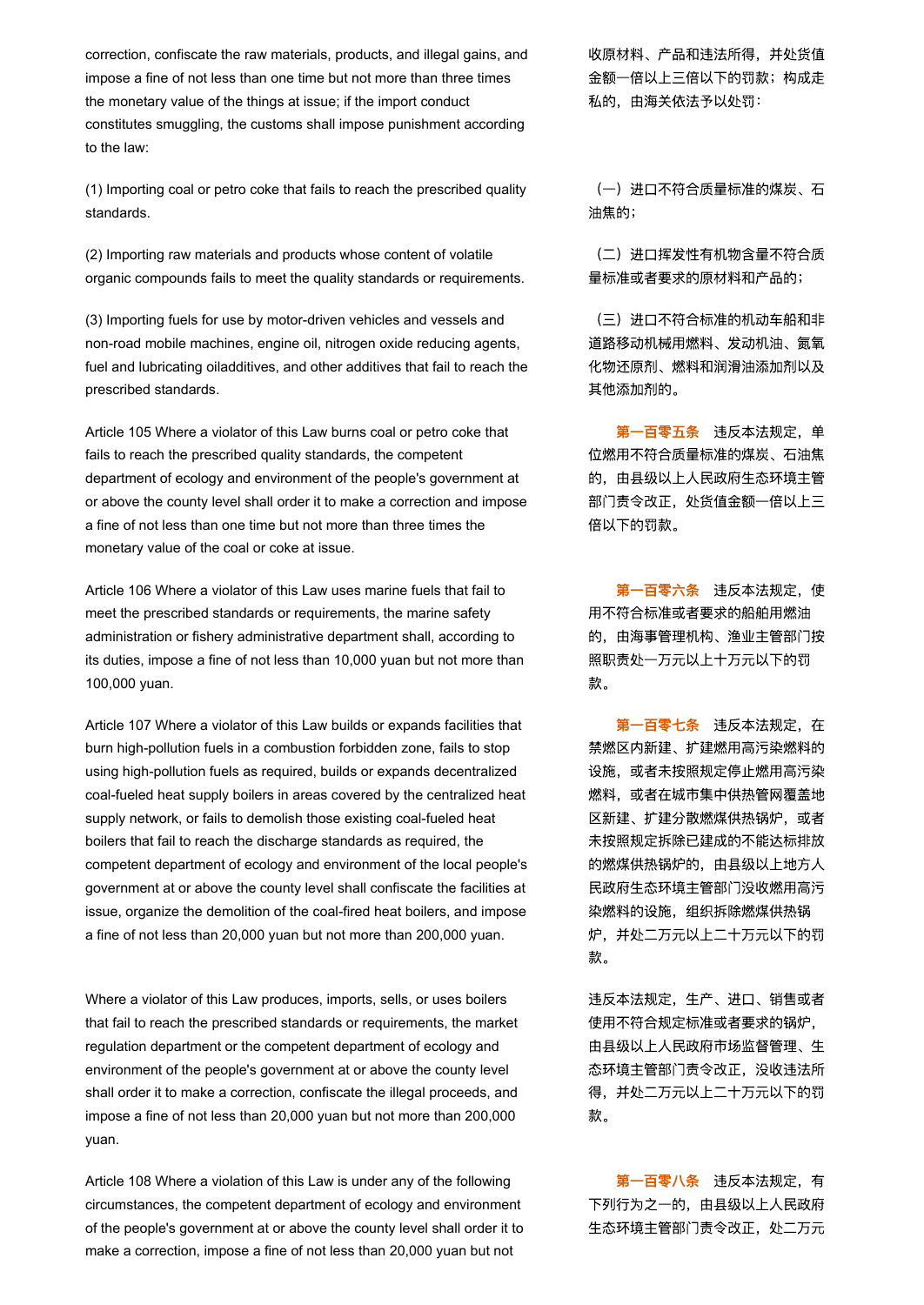correction, confiscate the raw materials, products, and illegal gains, and impose a fine of not less than one time but not more than three times the monetary value of the things at issue; if the import conduct constitutes smuggling, the customs shall impose punishment according to the law:

收原材料、产品和违法所得，并处货值金额一倍以上三倍以下的罚款；构成走私的，由海关依法予以处罚：

(1) Importing coal or petro coke that fails to reach the prescribed quality standards.

（一）进口不符合质量标准的煤炭、石油焦的；

(2) Importing raw materials and products whose content of volatile organic compounds fails to meet the quality standards or requirements.

（二）进口挥发性有机物含量不符合质量标准或者要求的原材料和产品的；

(3) Importing fuels for use by motor-driven vehicles and vessels and non-road mobile machines, engine oil, nitrogen oxide reducing agents, fuel and lubricating oiladditives, and other additives that fail to reach the prescribed standards.

（三）进口不符合标准的机动车船和非道路移动机械用燃料、发动机油、氮氧化物还原剂、燃料和润滑油添加剂以及其他添加剂的。

Article 105 Where a violator of this Law burns coal or petro coke that fails to reach the prescribed quality standards, the competent department of ecology and environment of the people's government at or above the county level shall order it to make a correction and impose a fine of not less than one time but not more than three times the monetary value of the coal or coke at issue.

**第一百零五条** 违反本法规定，单位燃用不符合质量标准的煤炭、石油焦的，由县级以上人民政府生态环境主管部门责令改正，处货值金额一倍以上三倍以下的罚款。

Article 106 Where a violator of this Law uses marine fuels that fail to meet the prescribed standards or requirements, the marine safety administration or fishery administrative department shall, according to its duties, impose a fine of not less than 10,000 yuan but not more than 100,000 yuan.

**第一百零六条** 违反本法规定，使用不符合标准或者要求的船舶用燃油的，由海事管理机构、渔业主管部门按照职责处一万元以上十万元以下的罚款。

Article 107 Where a violator of this Law builds or expands facilities that burn high-pollution fuels in a combustion forbidden zone, fails to stop using high-pollution fuels as required, builds or expands decentralized coal-fueled heat supply boilers in areas covered by the centralized heat supply network, or fails to demolish those existing coal-fueled heat boilers that fail to reach the discharge standards as required, the competent department of ecology and environment of the local people's government at or above the county level shall confiscate the facilities at issue, organize the demolition of the coal-fired heat boilers, and impose a fine of not less than 20,000 yuan but not more than 200,000 yuan.

**第一百零七条** 违反本法规定，在禁燃区内新建、扩建燃用高污染燃料的设施，或者未按照规定停止燃用高污染燃料，或者在城市集中供热管网覆盖地区新建、扩建分散燃煤供热锅炉，或者未按照规定拆除已建成的不能达标排放的燃煤供热锅炉的，由县级以上地方人民政府生态环境主管部门没收燃用高污染燃料的设施，组织拆除燃煤供热锅炉，并处二万元以上二十万元以下的罚款。

Where a violator of this Law produces, imports, sells, or uses boilers that fail to reach the prescribed standards or requirements, the market regulation department or the competent department of ecology and environment of the people's government at or above the county level shall order it to make a correction, confiscate the illegal proceeds, and impose a fine of not less than 20,000 yuan but not more than 200,000 yuan.

违反本法规定，生产、进口、销售或者使用不符合规定标准或者要求的锅炉，由县级以上人民政府市场监督管理、生态环境主管部门责令改正，没收违法所得，并处二万元以上二十万元以下的罚款。

Article 108 Where a violation of this Law is under any of the following circumstances, the competent department of ecology and environment of the people's government at or above the county level shall order it to make a correction, impose a fine of not less than 20,000 yuan but not

**第一百零八条** 违反本法规定，有下列行为之一的，由县级以上人民政府生态环境主管部门责令改正，处二万元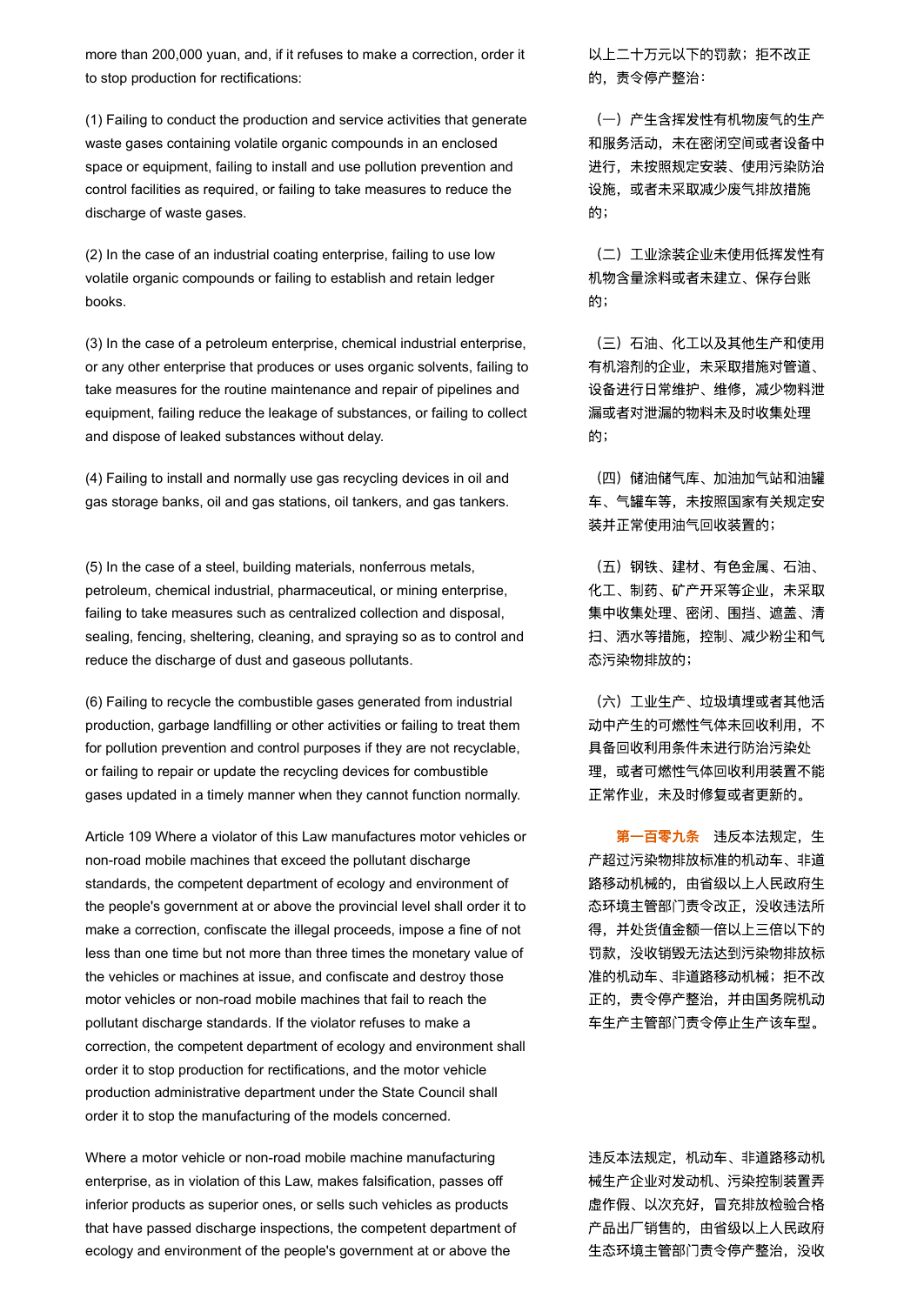more than 200,000 yuan, and, if it refuses to make a correction, order it to stop production for rectifications:

以上二十万元以下的罚款；拒不改正的，责令停产整治：

(1) Failing to conduct the production and service activities that generate waste gases containing volatile organic compounds in an enclosed space or equipment, failing to install and use pollution prevention and control facilities as required, or failing to take measures to reduce the discharge of waste gases.

（一）产生含挥发性有机物废气的生产和服务活动，未在密闭空间或者设备中进行，未按照规定安装、使用污染防治设施，或者未采取减少废气排放措施的；

(2) In the case of an industrial coating enterprise, failing to use low volatile organic compounds or failing to establish and retain ledger books.

（二）工业涂装企业未使用低挥发性有机物含量涂料或者未建立、保存台账的；

(3) In the case of a petroleum enterprise, chemical industrial enterprise, or any other enterprise that produces or uses organic solvents, failing to take measures for the routine maintenance and repair of pipelines and equipment, failing reduce the leakage of substances, or failing to collect and dispose of leaked substances without delay.

（三）石油、化工以及其他生产和使用有机溶剂的企业，未采取措施对管道、设备进行日常维护、维修，减少物料泄漏或者对泄漏的物料未及时收集处理的；

(4) Failing to install and normally use gas recycling devices in oil and gas storage banks, oil and gas stations, oil tankers, and gas tankers.

（四）储油储气库、加油加气站和油罐车、气罐车等，未按照国家有关规定安装并正常使用油气回收装置的；

(5) In the case of a steel, building materials, nonferrous metals, petroleum, chemical industrial, pharmaceutical, or mining enterprise, failing to take measures such as centralized collection and disposal, sealing, fencing, sheltering, cleaning, and spraying so as to control and reduce the discharge of dust and gaseous pollutants.

（五）钢铁、建材、有色金属、石油、化工、制药、矿产开采等企业，未采取集中收集处理、密闭、围挡、遮盖、清扫、洒水等措施，控制、减少粉尘和气态污染物排放的；

(6) Failing to recycle the combustible gases generated from industrial production, garbage landfilling or other activities or failing to treat them for pollution prevention and control purposes if they are not recyclable, or failing to repair or update the recycling devices for combustible gases updated in a timely manner when they cannot function normally.

（六）工业生产、垃圾填埋或者其他活动中产生的可燃性气体未回收利用，不具备回收利用条件未进行防治污染处理，或者可燃性气体回收利用装置不能正常作业，未及时修复或者更新的。

Article 109 Where a violator of this Law manufactures motor vehicles or non-road mobile machines that exceed the pollutant discharge standards, the competent department of ecology and environment of the people's government at or above the provincial level shall order it to make a correction, confiscate the illegal proceeds, impose a fine of not less than one time but not more than three times the monetary value of the vehicles or machines at issue, and confiscate and destroy those motor vehicles or non-road mobile machines that fail to reach the pollutant discharge standards. If the violator refuses to make a correction, the competent department of ecology and environment shall order it to stop production for rectifications, and the motor vehicle production administrative department under the State Council shall order it to stop the manufacturing of the models concerned.

**第一百零九条** 违反本法规定，生产超过污染物排放标准的机动车、非道路移动机械的，由省级以上人民政府生态环境主管部门责令改正，没收违法所得，并处货值金额一倍以上三倍以下的罚款，没收销毁无法达到污染物排放标准的机动车、非道路移动机械；拒不改正的，责令停产整治，并由国务院机动车生产主管部门责令停止生产该车型。

Where a motor vehicle or non-road mobile machine manufacturing enterprise, as in violation of this Law, makes falsification, passes off inferior products as superior ones, or sells such vehicles as products that have passed discharge inspections, the competent department of ecology and environment of the people's government at or above the

违反本法规定，机动车、非道路移动机械生产企业对发动机、污染控制装置弄虚作假、以次充好，冒充排放检验合格产品出厂销售的，由省级以上人民政府生态环境主管部门责令停产整治，没收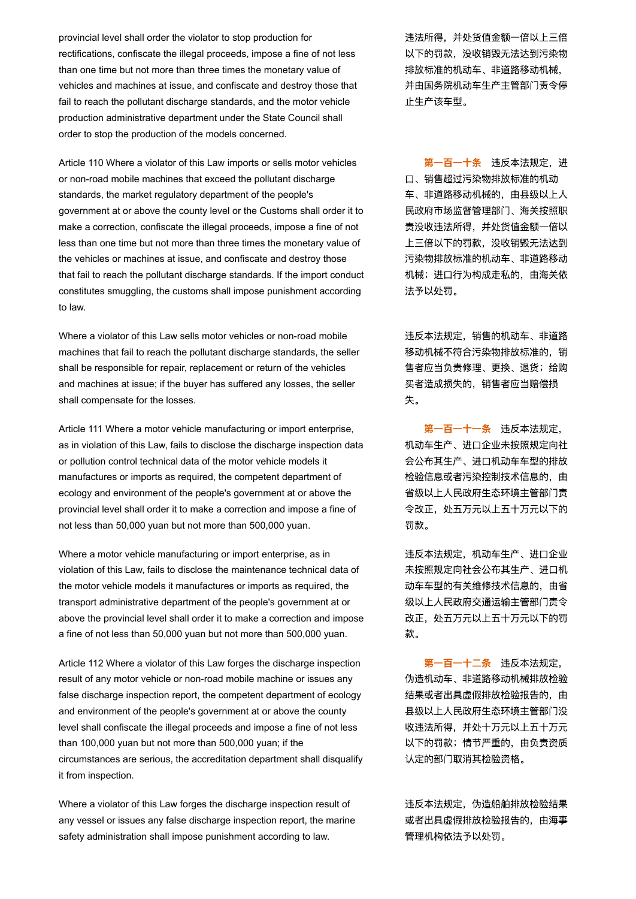provincial level shall order the violator to stop production for rectifications, confiscate the illegal proceeds, impose a fine of not less than one time but not more than three times the monetary value of vehicles and machines at issue, and confiscate and destroy those that fail to reach the pollutant discharge standards, and the motor vehicle production administrative department under the State Council shall order to stop the production of the models concerned.

违法所得，并处货值金额一倍以上三倍以下的罚款，没收销毁无法达到污染物排放标准的机动车、非道路移动机械，并由国务院机动车生产主管部门责令停止生产该车型。

Article 110 Where a violator of this Law imports or sells motor vehicles or non-road mobile machines that exceed the pollutant discharge standards, the market regulatory department of the people's government at or above the county level or the Customs shall order it to make a correction, confiscate the illegal proceeds, impose a fine of not less than one time but not more than three times the monetary value of the vehicles or machines at issue, and confiscate and destroy those that fail to reach the pollutant discharge standards. If the import conduct constitutes smuggling, the customs shall impose punishment according to law.

**第一百一十条**　违反本法规定，进口、销售超过污染物排放标准的机动车、非道路移动机械的，由县级以上人民政府市场监督管理部门、海关按照职责没收违法所得，并处货值金额一倍以上三倍以下的罚款，没收销毁无法达到污染物排放标准的机动车、非道路移动机械；进口行为构成走私的，由海关依法予以处罚。

Where a violator of this Law sells motor vehicles or non-road mobile machines that fail to reach the pollutant discharge standards, the seller shall be responsible for repair, replacement or return of the vehicles and machines at issue; if the buyer has suffered any losses, the seller shall compensate for the losses.

违反本法规定，销售的机动车、非道路移动机械不符合污染物排放标准的，销售者应当负责修理、更换、退货；给购买者造成损失的，销售者应当赔偿损失。

Article 111 Where a motor vehicle manufacturing or import enterprise, as in violation of this Law, fails to disclose the discharge inspection data or pollution control technical data of the motor vehicle models it manufactures or imports as required, the competent department of ecology and environment of the people's government at or above the provincial level shall order it to make a correction and impose a fine of not less than 50,000 yuan but not more than 500,000 yuan.

**第一百一十一条**　违反本法规定，机动车生产、进口企业未按照规定向社会公布其生产、进口机动车车型的排放检验信息或者污染控制技术信息的，由省级以上人民政府生态环境主管部门责令改正，处五万元以上五十万元以下的罚款。

Where a motor vehicle manufacturing or import enterprise, as in violation of this Law, fails to disclose the maintenance technical data of the motor vehicle models it manufactures or imports as required, the transport administrative department of the people's government at or above the provincial level shall order it to make a correction and impose a fine of not less than 50,000 yuan but not more than 500,000 yuan.

违反本法规定，机动车生产、进口企业未按照规定向社会公布其生产、进口机动车车型的有关维修技术信息的，由省级以上人民政府交通运输主管部门责令改正，处五万元以上五十万元以下的罚款。

Article 112 Where a violator of this Law forges the discharge inspection result of any motor vehicle or non-road mobile machine or issues any false discharge inspection report, the competent department of ecology and environment of the people's government at or above the county level shall confiscate the illegal proceeds and impose a fine of not less than 100,000 yuan but not more than 500,000 yuan; if the circumstances are serious, the accreditation department shall disqualify it from inspection.

**第一百一十二条**　违反本法规定，伪造机动车、非道路移动机械排放检验结果或者出具虚假排放检验报告的，由县级以上人民政府生态环境主管部门没收违法所得，并处十万元以上五十万元以下的罚款；情节严重的，由负责资质认定的部门取消其检验资格。

Where a violator of this Law forges the discharge inspection result of any vessel or issues any false discharge inspection report, the marine safety administration shall impose punishment according to law.

违反本法规定，伪造船舶排放检验结果或者出具虚假排放检验报告的，由海事管理机构依法予以处罚。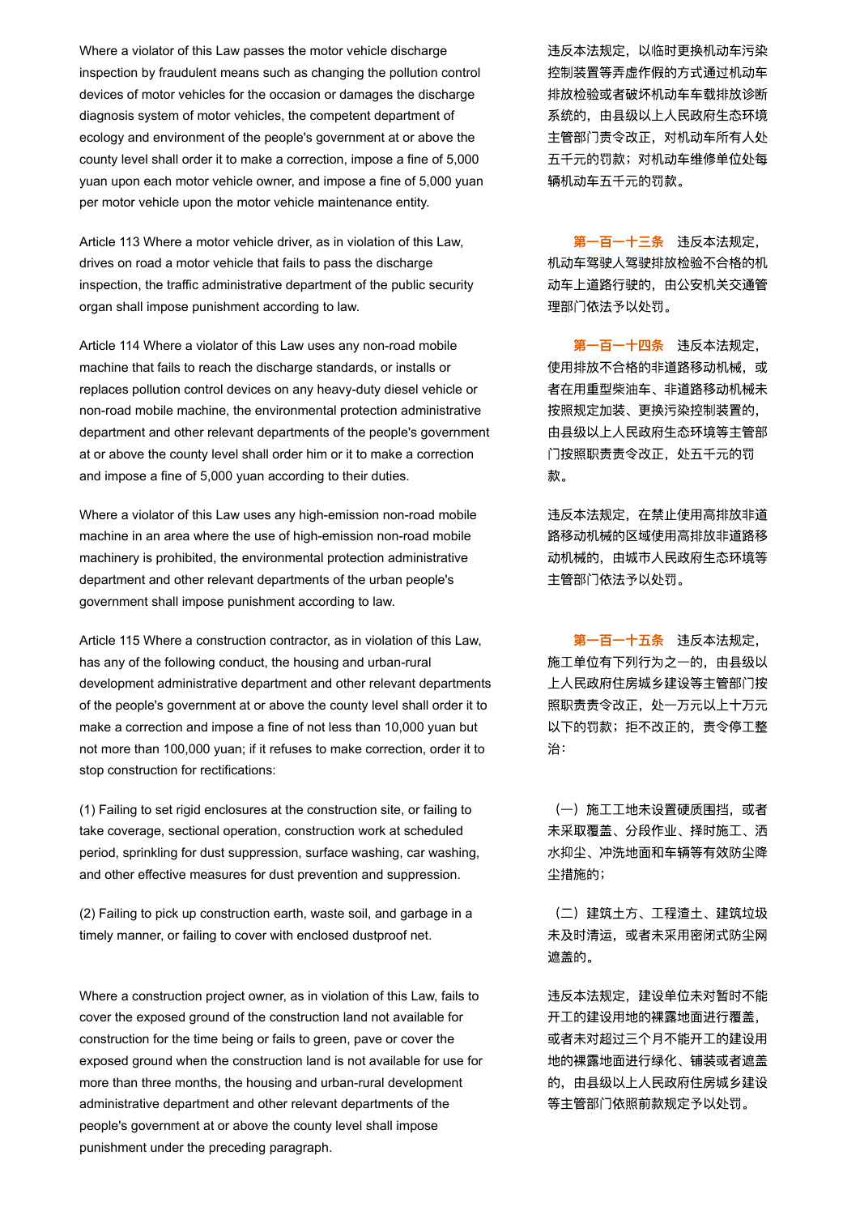Where a violator of this Law passes the motor vehicle discharge inspection by fraudulent means such as changing the pollution control devices of motor vehicles for the occasion or damages the discharge diagnosis system of motor vehicles, the competent department of ecology and environment of the people's government at or above the county level shall order it to make a correction, impose a fine of 5,000 yuan upon each motor vehicle owner, and impose a fine of 5,000 yuan per motor vehicle upon the motor vehicle maintenance entity.

违反本法规定，以临时更换机动车污染控制装置等弄虚作假的方式通过机动车排放检验或者破坏机动车车载排放诊断系统的，由县级以上人民政府生态环境主管部门责令改正，对机动车所有人处五千元的罚款；对机动车维修单位处每辆机动车五千元的罚款。

Article 113 Where a motor vehicle driver, as in violation of this Law, drives on road a motor vehicle that fails to pass the discharge inspection, the traffic administrative department of the public security organ shall impose punishment according to law.

**第一百一十三条** 违反本法规定，机动车驾驶人驾驶排放检验不合格的机动车上道路行驶的，由公安机关交通管理部门依法予以处罚。

Article 114 Where a violator of this Law uses any non-road mobile machine that fails to reach the discharge standards, or installs or replaces pollution control devices on any heavy-duty diesel vehicle or non-road mobile machine, the environmental protection administrative department and other relevant departments of the people's government at or above the county level shall order him or it to make a correction and impose a fine of 5,000 yuan according to their duties.

**第一百一十四条** 违反本法规定，使用排放不合格的非道路移动机械，或者在用重型柴油车、非道路移动机械未按照规定加装、更换污染控制装置的，由县级以上人民政府生态环境等主管部门按照职责责令改正，处五千元的罚款。

Where a violator of this Law uses any high-emission non-road mobile machine in an area where the use of high-emission non-road mobile machinery is prohibited, the environmental protection administrative department and other relevant departments of the urban people's government shall impose punishment according to law.

违反本法规定，在禁止使用高排放非道路移动机械的区域使用高排放非道路移动机械的，由城市人民政府生态环境等主管部门依法予以处罚。

Article 115 Where a construction contractor, as in violation of this Law, has any of the following conduct, the housing and urban-rural development administrative department and other relevant departments of the people's government at or above the county level shall order it to make a correction and impose a fine of not less than 10,000 yuan but not more than 100,000 yuan; if it refuses to make correction, order it to stop construction for rectifications:

**第一百一十五条** 违反本法规定，施工单位有下列行为之一的，由县级以上人民政府住房城乡建设等主管部门按照职责责令改正，处一万元以上十万元以下的罚款；拒不改正的，责令停工整治：

(1) Failing to set rigid enclosures at the construction site, or failing to take coverage, sectional operation, construction work at scheduled period, sprinkling for dust suppression, surface washing, car washing, and other effective measures for dust prevention and suppression.

（一）施工工地未设置硬质围挡，或者未采取覆盖、分段作业、择时施工、洒水抑尘、冲洗地面和车辆等有效防尘降尘措施的；

(2) Failing to pick up construction earth, waste soil, and garbage in a timely manner, or failing to cover with enclosed dustproof net.

（二）建筑土方、工程渣土、建筑垃圾未及时清运，或者未采用密闭式防尘网遮盖的。

Where a construction project owner, as in violation of this Law, fails to cover the exposed ground of the construction land not available for construction for the time being or fails to green, pave or cover the exposed ground when the construction land is not available for use for more than three months, the housing and urban-rural development administrative department and other relevant departments of the people's government at or above the county level shall impose punishment under the preceding paragraph.

违反本法规定，建设单位未对暂时不能开工的建设用地的裸露地面进行覆盖，或者未对超过三个月不能开工的建设用地的裸露地面进行绿化、铺装或者遮盖的，由县级以上人民政府住房城乡建设等主管部门依照前款规定予以处罚。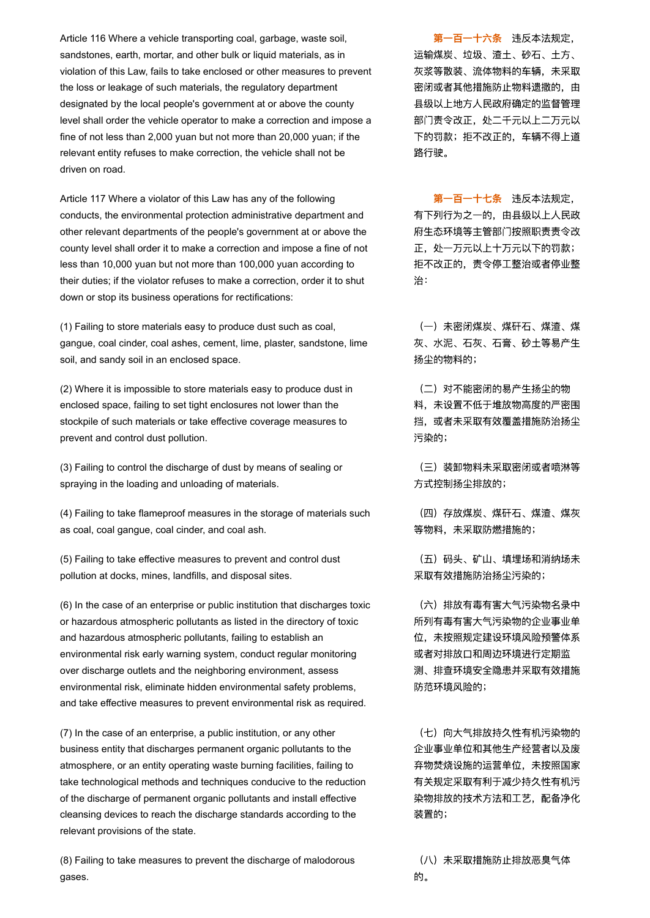Article 116 Where a vehicle transporting coal, garbage, waste soil, sandstones, earth, mortar, and other bulk or liquid materials, as in violation of this Law, fails to take enclosed or other measures to prevent the loss or leakage of such materials, the regulatory department designated by the local people's government at or above the county level shall order the vehicle operator to make a correction and impose a fine of not less than 2,000 yuan but not more than 20,000 yuan; if the relevant entity refuses to make correction, the vehicle shall not be driven on road.

**第一百一十六条** 违反本法规定，运输煤炭、垃圾、渣土、砂石、土方、灰浆等散装、流体物料的车辆，未采取密闭或者其他措施防止物料遗撒的，由县级以上地方人民政府确定的监督管理部门责令改正，处二千元以上二万元以下的罚款；拒不改正的，车辆不得上道路行驶。

Article 117 Where a violator of this Law has any of the following conducts, the environmental protection administrative department and other relevant departments of the people's government at or above the county level shall order it to make a correction and impose a fine of not less than 10,000 yuan but not more than 100,000 yuan according to their duties; if the violator refuses to make a correction, order it to shut down or stop its business operations for rectifications:

**第一百一十七条** 违反本法规定，有下列行为之一的，由县级以上人民政府生态环境等主管部门按照职责责令改正，处一万元以上十万元以下的罚款；拒不改正的，责令停工整治或者停业整治：

(1) Failing to store materials easy to produce dust such as coal, gangue, coal cinder, coal ashes, cement, lime, plaster, sandstone, lime soil, and sandy soil in an enclosed space.

（一）未密闭煤炭、煤矸石、煤渣、煤灰、水泥、石灰、石膏、砂土等易产生扬尘的物料的；

(2) Where it is impossible to store materials easy to produce dust in enclosed space, failing to set tight enclosures not lower than the stockpile of such materials or take effective coverage measures to prevent and control dust pollution.

（二）对不能密闭的易产生扬尘的物料，未设置不低于堆放物高度的严密围挡，或者未采取有效覆盖措施防治扬尘污染的；

(3) Failing to control the discharge of dust by means of sealing or spraying in the loading and unloading of materials.

（三）装卸物料未采取密闭或者喷淋等方式控制扬尘排放的；

(4) Failing to take flameproof measures in the storage of materials such as coal, coal gangue, coal cinder, and coal ash.

（四）存放煤炭、煤矸石、煤渣、煤灰等物料，未采取防燃措施的；

(5) Failing to take effective measures to prevent and control dust pollution at docks, mines, landfills, and disposal sites.

（五）码头、矿山、填埋场和消纳场未采取有效措施防治扬尘污染的；

(6) In the case of an enterprise or public institution that discharges toxic or hazardous atmospheric pollutants as listed in the directory of toxic and hazardous atmospheric pollutants, failing to establish an environmental risk early warning system, conduct regular monitoring over discharge outlets and the neighboring environment, assess environmental risk, eliminate hidden environmental safety problems, and take effective measures to prevent environmental risk as required.

（六）排放有毒有害大气污染物名录中所列有毒有害大气污染物的企业事业单位，未按照规定建设环境风险预警体系或者对排放口和周边环境进行定期监测、排查环境安全隐患并采取有效措施防范环境风险的；

(7) In the case of an enterprise, a public institution, or any other business entity that discharges permanent organic pollutants to the atmosphere, or an entity operating waste burning facilities, failing to take technological methods and techniques conducive to the reduction of the discharge of permanent organic pollutants and install effective cleansing devices to reach the discharge standards according to the relevant provisions of the state.

（七）向大气排放持久性有机污染物的企业事业单位和其他生产经营者以及废弃物焚烧设施的运营单位，未按照国家有关规定采取有利于减少持久性有机污染物排放的技术方法和工艺，配备净化装置的；

(8) Failing to take measures to prevent the discharge of malodorous gases.

（八）未采取措施防止排放恶臭气体的。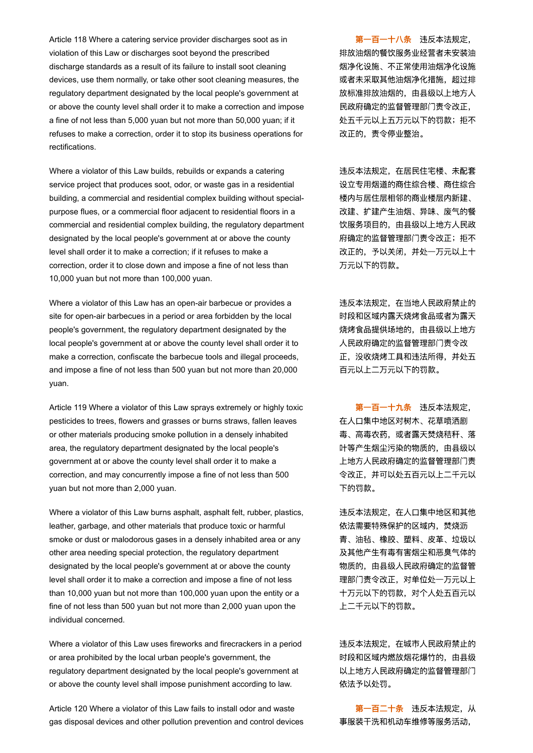Article 118 Where a catering service provider discharges soot as in violation of this Law or discharges soot beyond the prescribed discharge standards as a result of its failure to install soot cleaning devices, use them normally, or take other soot cleaning measures, the regulatory department designated by the local people's government at or above the county level shall order it to make a correction and impose a fine of not less than 5,000 yuan but not more than 50,000 yuan; if it refuses to make a correction, order it to stop its business operations for rectifications.

**第一百一十八条** 违反本法规定，排放油烟的餐饮服务业经营者未安装油烟净化设施、不正常使用油烟净化设施或者未采取其他油烟净化措施，超过排放标准排放油烟的，由县级以上地方人民政府确定的监督管理部门责令改正，处五千元以上五万元以下的罚款；拒不改正的，责令停业整治。

Where a violator of this Law builds, rebuilds or expands a catering service project that produces soot, odor, or waste gas in a residential building, a commercial and residential complex building without special-purpose flues, or a commercial floor adjacent to residential floors in a commercial and residential complex building, the regulatory department designated by the local people's government at or above the county level shall order it to make a correction; if it refuses to make a correction, order it to close down and impose a fine of not less than 10,000 yuan but not more than 100,000 yuan.

违反本法规定，在居民住宅楼、未配套设立专用烟道的商住综合楼、商住综合楼内与居住层相邻的商业楼层内新建、改建、扩建产生油烟、异味、废气的餐饮服务项目的，由县级以上地方人民政府确定的监督管理部门责令改正；拒不改正的，予以关闭，并处一万元以上十万元以下的罚款。

Where a violator of this Law has an open-air barbecue or provides a site for open-air barbecues in a period or area forbidden by the local people's government, the regulatory department designated by the local people's government at or above the county level shall order it to make a correction, confiscate the barbecue tools and illegal proceeds, and impose a fine of not less than 500 yuan but not more than 20,000 yuan.

违反本法规定，在当地人民政府禁止的时段和区域内露天烧烤食品或者为露天烧烤食品提供场地的，由县级以上地方人民政府确定的监督管理部门责令改正，没收烧烤工具和违法所得，并处五百元以上二万元以下的罚款。

Article 119 Where a violator of this Law sprays extremely or highly toxic pesticides to trees, flowers and grasses or burns straws, fallen leaves or other materials producing smoke pollution in a densely inhabited area, the regulatory department designated by the local people's government at or above the county level shall order it to make a correction, and may concurrently impose a fine of not less than 500 yuan but not more than 2,000 yuan.

**第一百一十九条** 违反本法规定，在人口集中地区对树木、花草喷洒剧毒、高毒农药，或者露天焚烧秸秆、落叶等产生烟尘污染的物质的，由县级以上地方人民政府确定的监督管理部门责令改正，并可以处五百元以上二千元以下的罚款。

Where a violator of this Law burns asphalt, asphalt felt, rubber, plastics, leather, garbage, and other materials that produce toxic or harmful smoke or dust or malodorous gases in a densely inhabited area or any other area needing special protection, the regulatory department designated by the local people's government at or above the county level shall order it to make a correction and impose a fine of not less than 10,000 yuan but not more than 100,000 yuan the entity or a fine of not less than 500 yuan but not more than 2,000 yuan upon the individual concerned.

违反本法规定，在人口集中地区和其他依法需要特殊保护的区域内，焚烧沥青、油毡、橡胶、塑料、皮革、垃圾以及其他产生有毒有害烟尘和恶臭气体的物质的，由县级人民政府确定的监督管理部门责令改正，对单位处一万元以上十万元以下的罚款，对个人处五百元以上二千元以下的罚款。

Where a violator of this Law uses fireworks and firecrackers in a period or area prohibited by the local urban people's government, the regulatory department designated by the local people's government at or above the county level shall impose punishment according to law.

违反本法规定，在城市人民政府禁止的时段和区域内燃放烟花爆竹的，由县级以上地方人民政府确定的监督管理部门依法予以处罚。

Article 120 Where a violator of this Law fails to install odor and waste gas disposal devices and other pollution prevention and control devices

**第一百二十条** 违反本法规定，从事服装干洗和机动车维修等服务活动，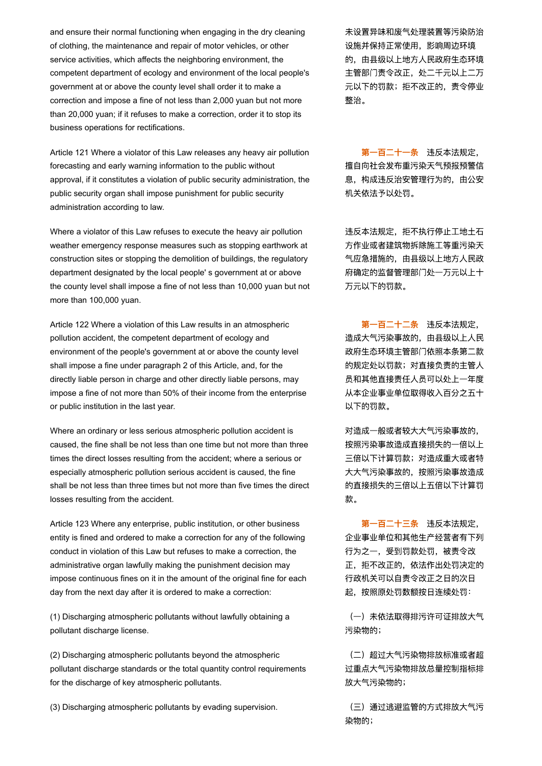and ensure their normal functioning when engaging in the dry cleaning of clothing, the maintenance and repair of motor vehicles, or other service activities, which affects the neighboring environment, the competent department of ecology and environment of the local people's government at or above the county level shall order it to make a correction and impose a fine of not less than 2,000 yuan but not more than 20,000 yuan; if it refuses to make a correction, order it to stop its business operations for rectifications.

未设置异味和废气处理装置等污染防治设施并保持正常使用，影响周边环境的，由县级以上地方人民政府生态环境主管部门责令改正，处二千元以上二万元以下的罚款；拒不改正的，责令停业整治。

Article 121 Where a violator of this Law releases any heavy air pollution forecasting and early warning information to the public without approval, if it constitutes a violation of public security administration, the public security organ shall impose punishment for public security administration according to law.

**第一百二十一条**　违反本法规定，擅自向社会发布重污染天气预报预警信息，构成违反治安管理行为的，由公安机关依法予以处罚。

Where a violator of this Law refuses to execute the heavy air pollution weather emergency response measures such as stopping earthwork at construction sites or stopping the demolition of buildings, the regulatory department designated by the local people' s government at or above the county level shall impose a fine of not less than 10,000 yuan but not more than 100,000 yuan.

违反本法规定，拒不执行停止工地土石方作业或者建筑物拆除施工等重污染天气应急措施的，由县级以上地方人民政府确定的监督管理部门处一万元以上十万元以下的罚款。

Article 122 Where a violation of this Law results in an atmospheric pollution accident, the competent department of ecology and environment of the people's government at or above the county level shall impose a fine under paragraph 2 of this Article, and, for the directly liable person in charge and other directly liable persons, may impose a fine of not more than 50% of their income from the enterprise or public institution in the last year.

**第一百二十二条**　违反本法规定，造成大气污染事故的，由县级以上人民政府生态环境主管部门依照本条第二款的规定处以罚款；对直接负责的主管人员和其他直接责任人员可以处上一年度从本企业事业单位取得收入百分之五十以下的罚款。

Where an ordinary or less serious atmospheric pollution accident is caused, the fine shall be not less than one time but not more than three times the direct losses resulting from the accident; where a serious or especially atmospheric pollution serious accident is caused, the fine shall be not less than three times but not more than five times the direct losses resulting from the accident.

对造成一般或者较大大气污染事故的，按照污染事故造成直接损失的一倍以上三倍以下计算罚款；对造成重大或者特大大气污染事故的，按照污染事故造成的直接损失的三倍以上五倍以下计算罚款。

Article 123 Where any enterprise, public institution, or other business entity is fined and ordered to make a correction for any of the following conduct in violation of this Law but refuses to make a correction, the administrative organ lawfully making the punishment decision may impose continuous fines on it in the amount of the original fine for each day from the next day after it is ordered to make a correction:

**第一百二十三条**　违反本法规定，企业事业单位和其他生产经营者有下列行为之一，受到罚款处罚，被责令改正，拒不改正的，依法作出处罚决定的行政机关可以自责令改正之日的次日起，按照原处罚数额按日连续处罚：

(1) Discharging atmospheric pollutants without lawfully obtaining a pollutant discharge license.

（一）未依法取得排污许可证排放大气污染物的；

(2) Discharging atmospheric pollutants beyond the atmospheric pollutant discharge standards or the total quantity control requirements for the discharge of key atmospheric pollutants.

（二）超过大气污染物排放标准或者超过重点大气污染物排放总量控制指标排放大气污染物的；

(3) Discharging atmospheric pollutants by evading supervision.

（三）通过逃避监管的方式排放大气污染物的；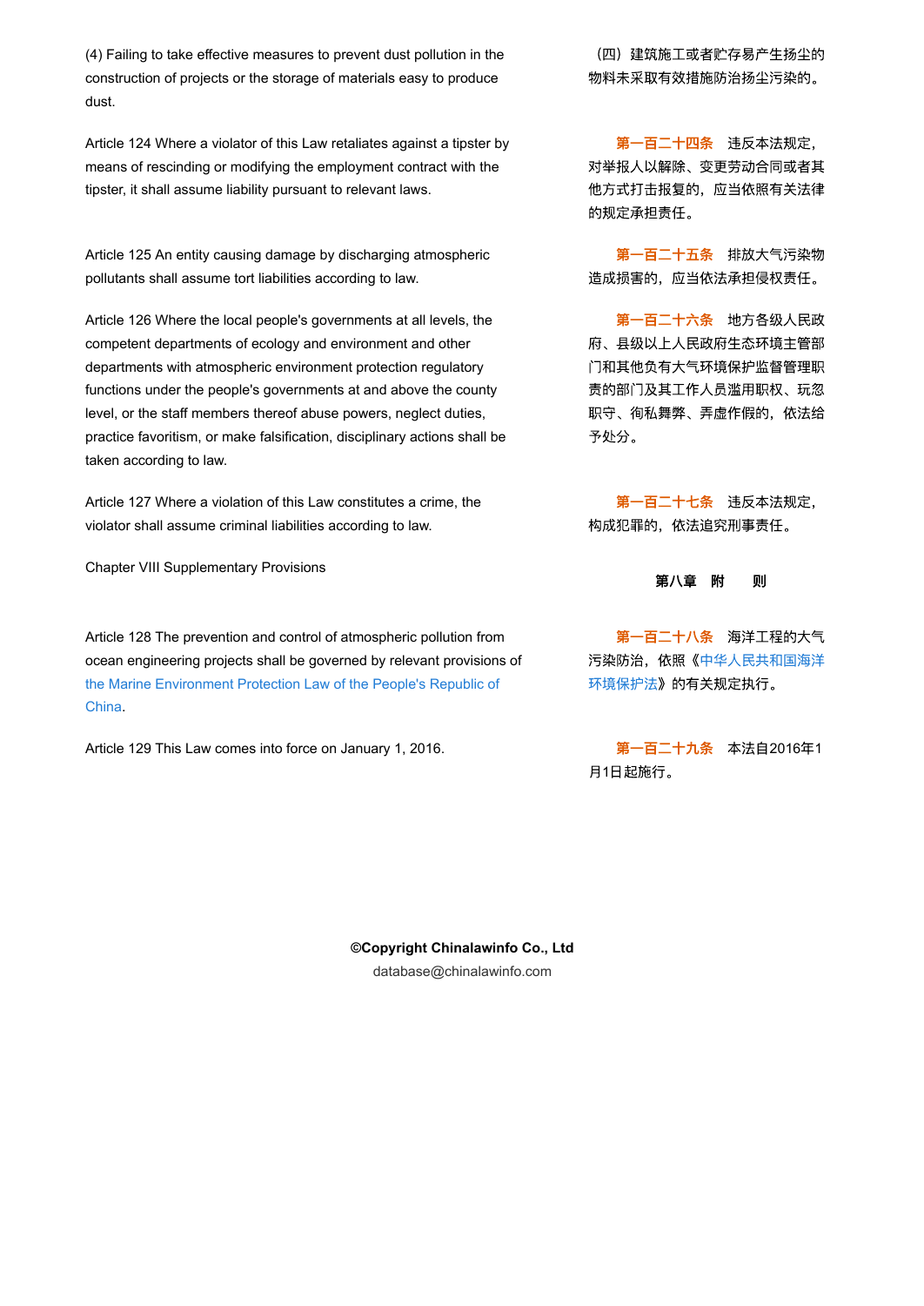(4) Failing to take effective measures to prevent dust pollution in the construction of projects or the storage of materials easy to produce dust.

（四）建筑施工或者贮存易产生扬尘的物料未采取有效措施防治扬尘污染的。

Article 124 Where a violator of this Law retaliates against a tipster by means of rescinding or modifying the employment contract with the tipster, it shall assume liability pursuant to relevant laws.

**第一百二十四条** 违反本法规定，对举报人以解除、变更劳动合同或者其他方式打击报复的，应当依照有关法律的规定承担责任。

Article 125 An entity causing damage by discharging atmospheric pollutants shall assume tort liabilities according to law.

**第一百二十五条** 排放大气污染物造成损害的，应当依法承担侵权责任。

Article 126 Where the local people's governments at all levels, the competent departments of ecology and environment and other departments with atmospheric environment protection regulatory functions under the people's governments at and above the county level, or the staff members thereof abuse powers, neglect duties, practice favoritism, or make falsification, disciplinary actions shall be taken according to law.

**第一百二十六条** 地方各级人民政府、县级以上人民政府生态环境主管部门和其他负有大气环境保护监督管理职责的部门及其工作人员滥用职权、玩忽职守、徇私舞弊、弄虚作假的，依法给予处分。

Article 127 Where a violation of this Law constitutes a crime, the violator shall assume criminal liabilities according to law.

**第一百二十七条** 违反本法规定，构成犯罪的，依法追究刑事责任。

## Chapter VIII Supplementary Provisions

## 第八章　附　　则

Article 128 The prevention and control of atmospheric pollution from ocean engineering projects shall be governed by relevant provisions of the Marine Environment Protection Law of the People's Republic of China.

**第一百二十八条** 海洋工程的大气污染防治，依照《中华人民共和国海洋环境保护法》的有关规定执行。

Article 129 This Law comes into force on January 1, 2016.

**第一百二十九条** 本法自2016年1月1日起施行。

**©Copyright Chinalawinfo Co., Ltd**

database@chinalawinfo.com